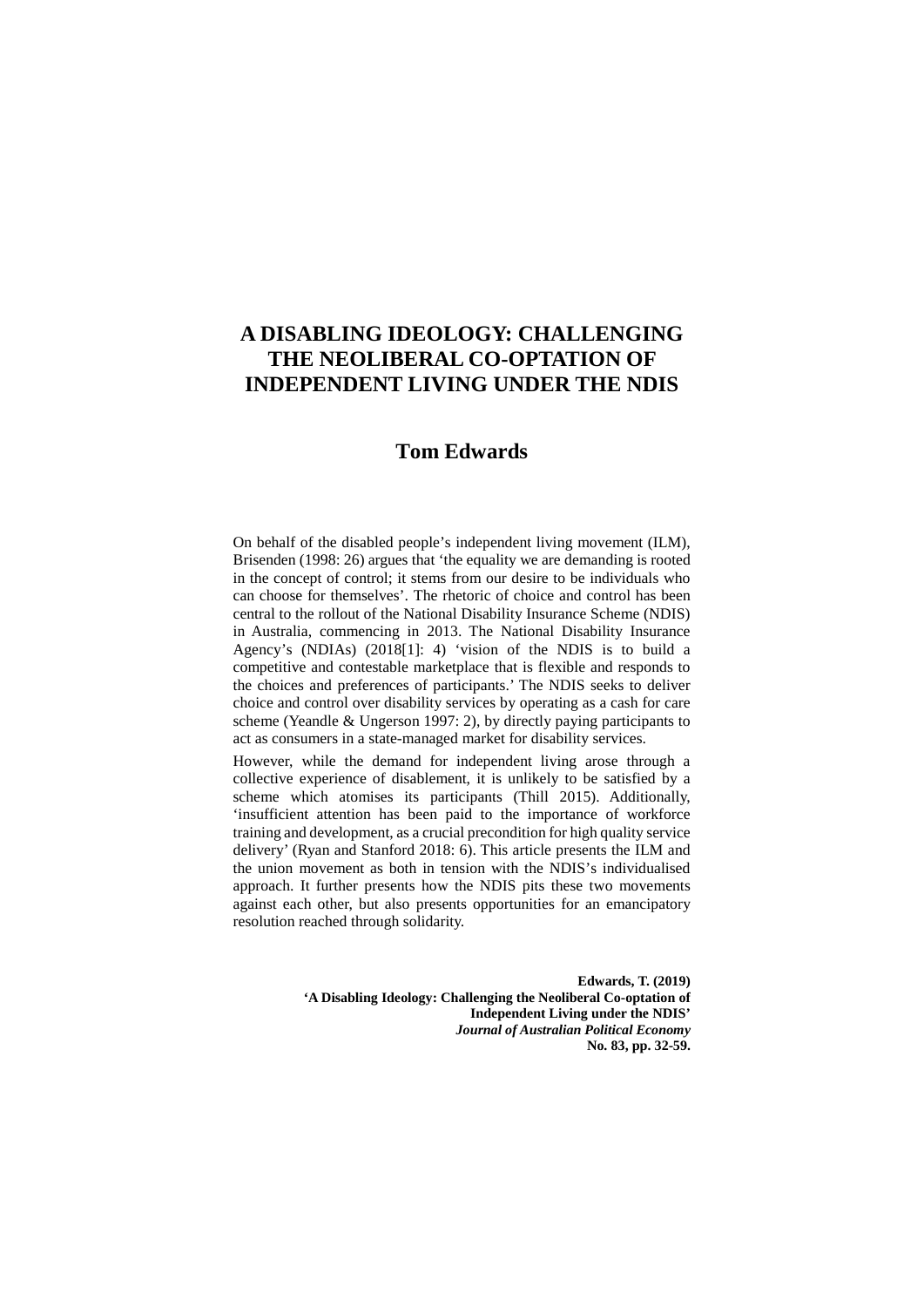# A DISABLING IDEOLOGY: CHALLENGING THE NEOLIBERAL CO-OPTATION OF INDEPENDENT LIVING UNDER THE NDIS

## Tom Edwards

On behalf of the disabled people's independent living movement (ILM), Brisenden (1998: 26) argues that 'the equality we are demanding is rooted in the concept of control; it stems from our desire to be individuals who can choose for themselves'. The rhetoric of choice and control has been central to the rollout of the National Disability Insurance Scheme (NDIS) in Australia, commencing in 2013. The National Disability Insurance Agency's (NDIAs) (2018[1]: 4) 'vision of the NDIS is to build a competitive and contestable marketplace that is flexible and responds to the choices and preferences of participants.' The NDIS seeks to deliver choice and control over disability services by operating as a cash for care scheme (Yeandle & Ungerson 1997: 2), by directly paying participants to act as consumers in a state-managed market for disability services.

However, while the demand for independent living arose through a collective experience of disablement, it is unlikely to be satisfied by a scheme which atomises its participants (Thill 2015). Additionally, 'insufficient attention has been paid to the importance of workforce training and development, as a crucial precondition for high quality service delivery' (Ryan and Stanford 2018: 6). This article presents the ILM and the union movement as both in tension with the NDIS's individualised approach. It further presents how the NDIS pits these two movements against each other, but also presents opportunities for an emancipatory resolution reached through solidarity.

**Edwards, T. (2019)**
**'A Disabling Ideology: Challenging the Neoliberal Co-optation of Independent Living under the NDIS'**
***Journal of Australian Political Economy***
**No. 83, pp. 32-59.**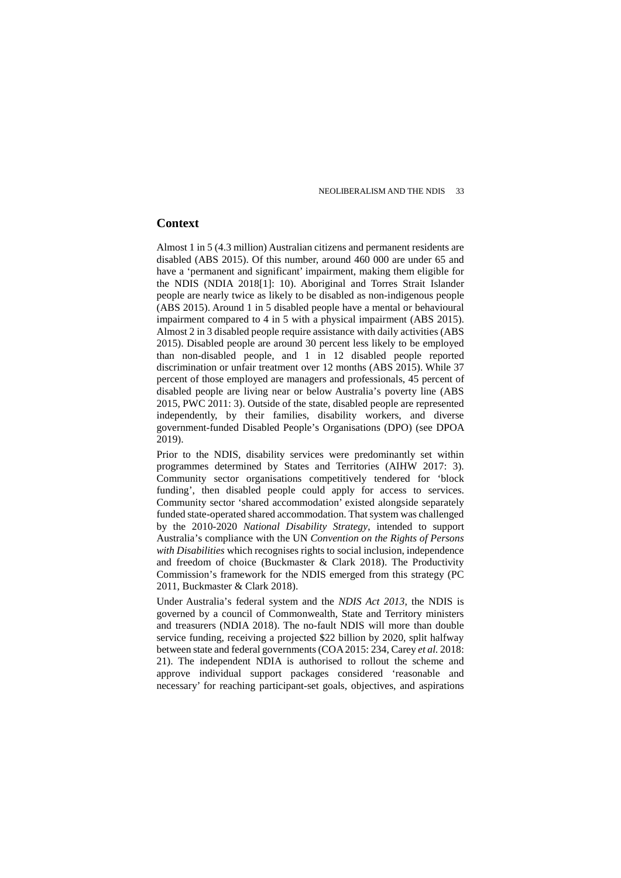## Context

Almost 1 in 5 (4.3 million) Australian citizens and permanent residents are disabled (ABS 2015). Of this number, around 460 000 are under 65 and have a 'permanent and significant' impairment, making them eligible for the NDIS (NDIA 2018[1]: 10). Aboriginal and Torres Strait Islander people are nearly twice as likely to be disabled as non-indigenous people (ABS 2015). Around 1 in 5 disabled people have a mental or behavioural impairment compared to 4 in 5 with a physical impairment (ABS 2015). Almost 2 in 3 disabled people require assistance with daily activities (ABS 2015). Disabled people are around 30 percent less likely to be employed than non-disabled people, and 1 in 12 disabled people reported discrimination or unfair treatment over 12 months (ABS 2015). While 37 percent of those employed are managers and professionals, 45 percent of disabled people are living near or below Australia's poverty line (ABS 2015, PWC 2011: 3). Outside of the state, disabled people are represented independently, by their families, disability workers, and diverse government-funded Disabled People's Organisations (DPO) (see DPOA 2019).

Prior to the NDIS, disability services were predominantly set within programmes determined by States and Territories (AIHW 2017: 3). Community sector organisations competitively tendered for 'block funding', then disabled people could apply for access to services. Community sector 'shared accommodation' existed alongside separately funded state-operated shared accommodation. That system was challenged by the 2010-2020 *National Disability Strategy*, intended to support Australia's compliance with the UN *Convention on the Rights of Persons with Disabilities* which recognises rights to social inclusion, independence and freedom of choice (Buckmaster & Clark 2018). The Productivity Commission's framework for the NDIS emerged from this strategy (PC 2011, Buckmaster & Clark 2018).

Under Australia's federal system and the *NDIS Act 2013*, the NDIS is governed by a council of Commonwealth, State and Territory ministers and treasurers (NDIA 2018). The no-fault NDIS will more than double service funding, receiving a projected $22 billion by 2020, split halfway between state and federal governments (COA 2015: 234, Carey *et al.* 2018: 21). The independent NDIA is authorised to rollout the scheme and approve individual support packages considered 'reasonable and necessary' for reaching participant-set goals, objectives, and aspirations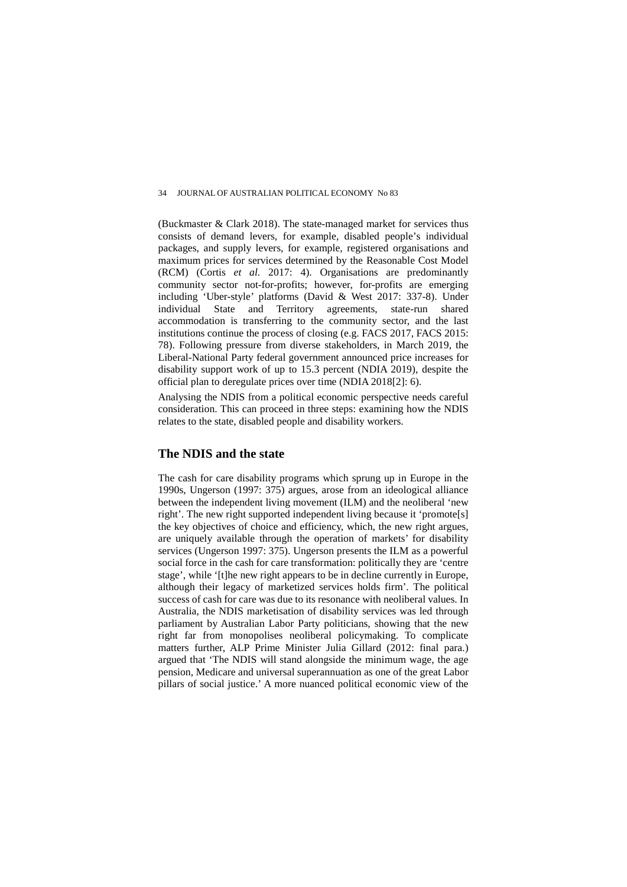(Buckmaster & Clark 2018). The state-managed market for services thus consists of demand levers, for example, disabled people's individual packages, and supply levers, for example, registered organisations and maximum prices for services determined by the Reasonable Cost Model (RCM) (Cortis *et al.* 2017: 4). Organisations are predominantly community sector not-for-profits; however, for-profits are emerging including 'Uber-style' platforms (David & West 2017: 337-8). Under individual State and Territory agreements, state-run shared accommodation is transferring to the community sector, and the last institutions continue the process of closing (e.g. FACS 2017, FACS 2015: 78). Following pressure from diverse stakeholders, in March 2019, the Liberal-National Party federal government announced price increases for disability support work of up to 15.3 percent (NDIA 2019), despite the official plan to deregulate prices over time (NDIA 2018[2]: 6).

Analysing the NDIS from a political economic perspective needs careful consideration. This can proceed in three steps: examining how the NDIS relates to the state, disabled people and disability workers.

## The NDIS and the state

The cash for care disability programs which sprung up in Europe in the 1990s, Ungerson (1997: 375) argues, arose from an ideological alliance between the independent living movement (ILM) and the neoliberal 'new right'. The new right supported independent living because it 'promote[s] the key objectives of choice and efficiency, which, the new right argues, are uniquely available through the operation of markets' for disability services (Ungerson 1997: 375). Ungerson presents the ILM as a powerful social force in the cash for care transformation: politically they are 'centre stage', while '[t]he new right appears to be in decline currently in Europe, although their legacy of marketized services holds firm'. The political success of cash for care was due to its resonance with neoliberal values. In Australia, the NDIS marketisation of disability services was led through parliament by Australian Labor Party politicians, showing that the new right far from monopolises neoliberal policymaking. To complicate matters further, ALP Prime Minister Julia Gillard (2012: final para.) argued that 'The NDIS will stand alongside the minimum wage, the age pension, Medicare and universal superannuation as one of the great Labor pillars of social justice.' A more nuanced political economic view of the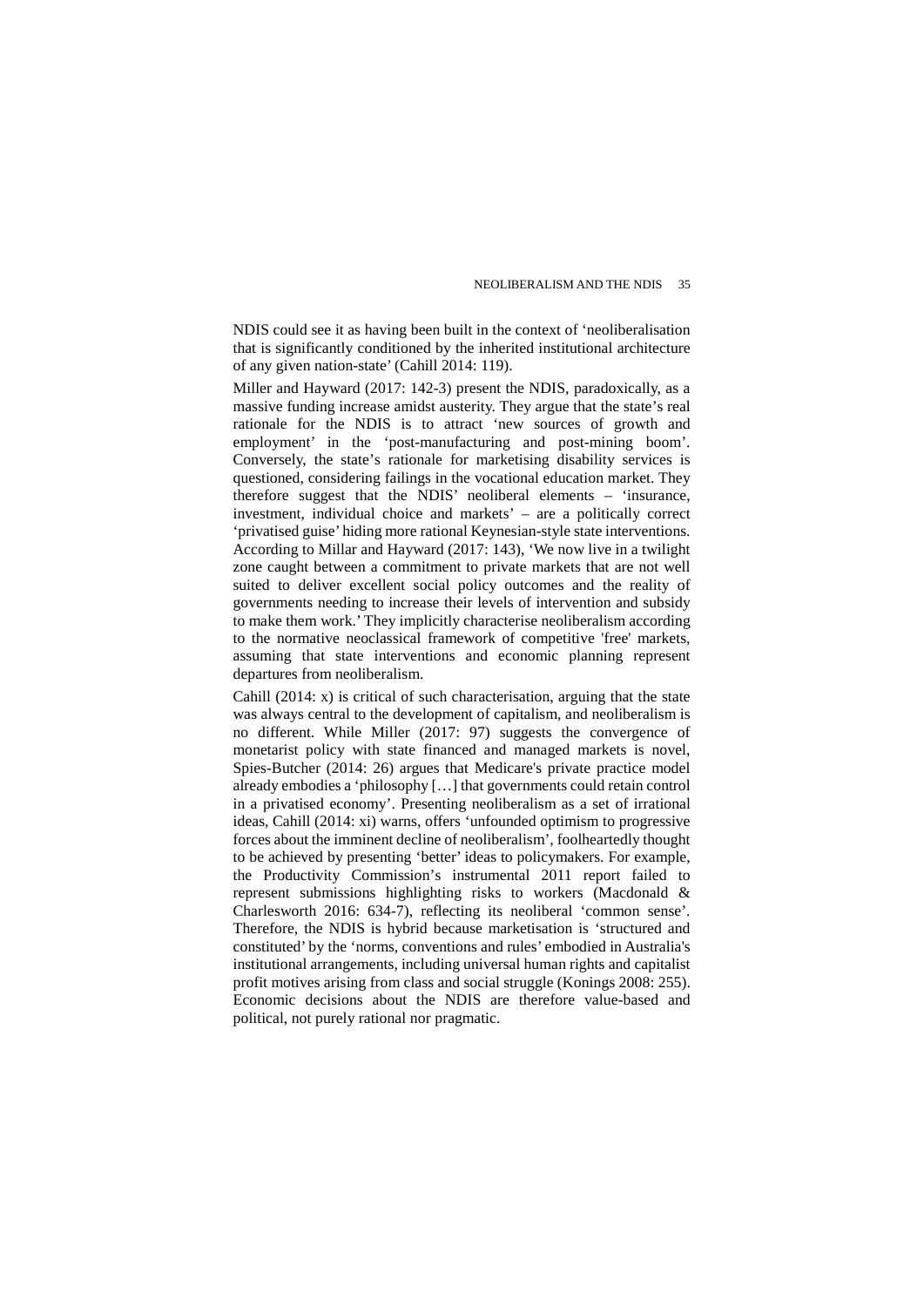NDIS could see it as having been built in the context of 'neoliberalisation that is significantly conditioned by the inherited institutional architecture of any given nation-state' (Cahill 2014: 119).

Miller and Hayward (2017: 142-3) present the NDIS, paradoxically, as a massive funding increase amidst austerity. They argue that the state's real rationale for the NDIS is to attract 'new sources of growth and employment' in the 'post-manufacturing and post-mining boom'. Conversely, the state's rationale for marketising disability services is questioned, considering failings in the vocational education market. They therefore suggest that the NDIS' neoliberal elements – 'insurance, investment, individual choice and markets' – are a politically correct 'privatised guise' hiding more rational Keynesian-style state interventions. According to Millar and Hayward (2017: 143), 'We now live in a twilight zone caught between a commitment to private markets that are not well suited to deliver excellent social policy outcomes and the reality of governments needing to increase their levels of intervention and subsidy to make them work.' They implicitly characterise neoliberalism according to the normative neoclassical framework of competitive 'free' markets, assuming that state interventions and economic planning represent departures from neoliberalism.

Cahill (2014: x) is critical of such characterisation, arguing that the state was always central to the development of capitalism, and neoliberalism is no different. While Miller (2017: 97) suggests the convergence of monetarist policy with state financed and managed markets is novel, Spies-Butcher (2014: 26) argues that Medicare's private practice model already embodies a 'philosophy […] that governments could retain control in a privatised economy'. Presenting neoliberalism as a set of irrational ideas, Cahill (2014: xi) warns, offers 'unfounded optimism to progressive forces about the imminent decline of neoliberalism', foolheartedly thought to be achieved by presenting 'better' ideas to policymakers. For example, the Productivity Commission's instrumental 2011 report failed to represent submissions highlighting risks to workers (Macdonald & Charlesworth 2016: 634-7), reflecting its neoliberal 'common sense'. Therefore, the NDIS is hybrid because marketisation is 'structured and constituted' by the 'norms, conventions and rules' embodied in Australia's institutional arrangements, including universal human rights and capitalist profit motives arising from class and social struggle (Konings 2008: 255). Economic decisions about the NDIS are therefore value-based and political, not purely rational nor pragmatic.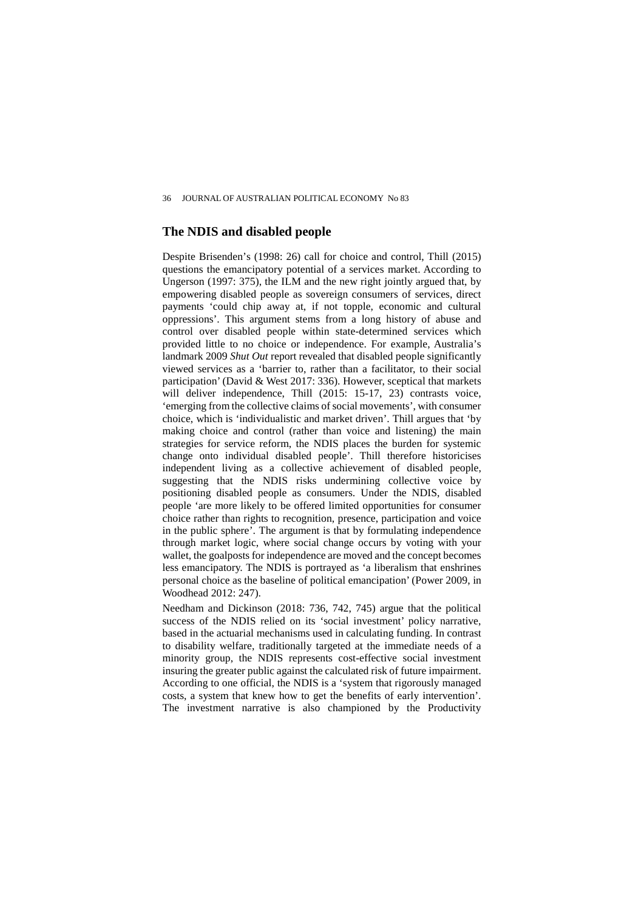## The NDIS and disabled people

Despite Brisenden's (1998: 26) call for choice and control, Thill (2015) questions the emancipatory potential of a services market. According to Ungerson (1997: 375), the ILM and the new right jointly argued that, by empowering disabled people as sovereign consumers of services, direct payments 'could chip away at, if not topple, economic and cultural oppressions'. This argument stems from a long history of abuse and control over disabled people within state-determined services which provided little to no choice or independence. For example, Australia's landmark 2009 *Shut Out* report revealed that disabled people significantly viewed services as a 'barrier to, rather than a facilitator, to their social participation' (David & West 2017: 336). However, sceptical that markets will deliver independence, Thill (2015: 15-17, 23) contrasts voice, 'emerging from the collective claims of social movements', with consumer choice, which is 'individualistic and market driven'. Thill argues that 'by making choice and control (rather than voice and listening) the main strategies for service reform, the NDIS places the burden for systemic change onto individual disabled people'. Thill therefore historicises independent living as a collective achievement of disabled people, suggesting that the NDIS risks undermining collective voice by positioning disabled people as consumers. Under the NDIS, disabled people 'are more likely to be offered limited opportunities for consumer choice rather than rights to recognition, presence, participation and voice in the public sphere'. The argument is that by formulating independence through market logic, where social change occurs by voting with your wallet, the goalposts for independence are moved and the concept becomes less emancipatory. The NDIS is portrayed as 'a liberalism that enshrines personal choice as the baseline of political emancipation' (Power 2009, in Woodhead 2012: 247).

Needham and Dickinson (2018: 736, 742, 745) argue that the political success of the NDIS relied on its 'social investment' policy narrative, based in the actuarial mechanisms used in calculating funding. In contrast to disability welfare, traditionally targeted at the immediate needs of a minority group, the NDIS represents cost-effective social investment insuring the greater public against the calculated risk of future impairment. According to one official, the NDIS is a 'system that rigorously managed costs, a system that knew how to get the benefits of early intervention'. The investment narrative is also championed by the Productivity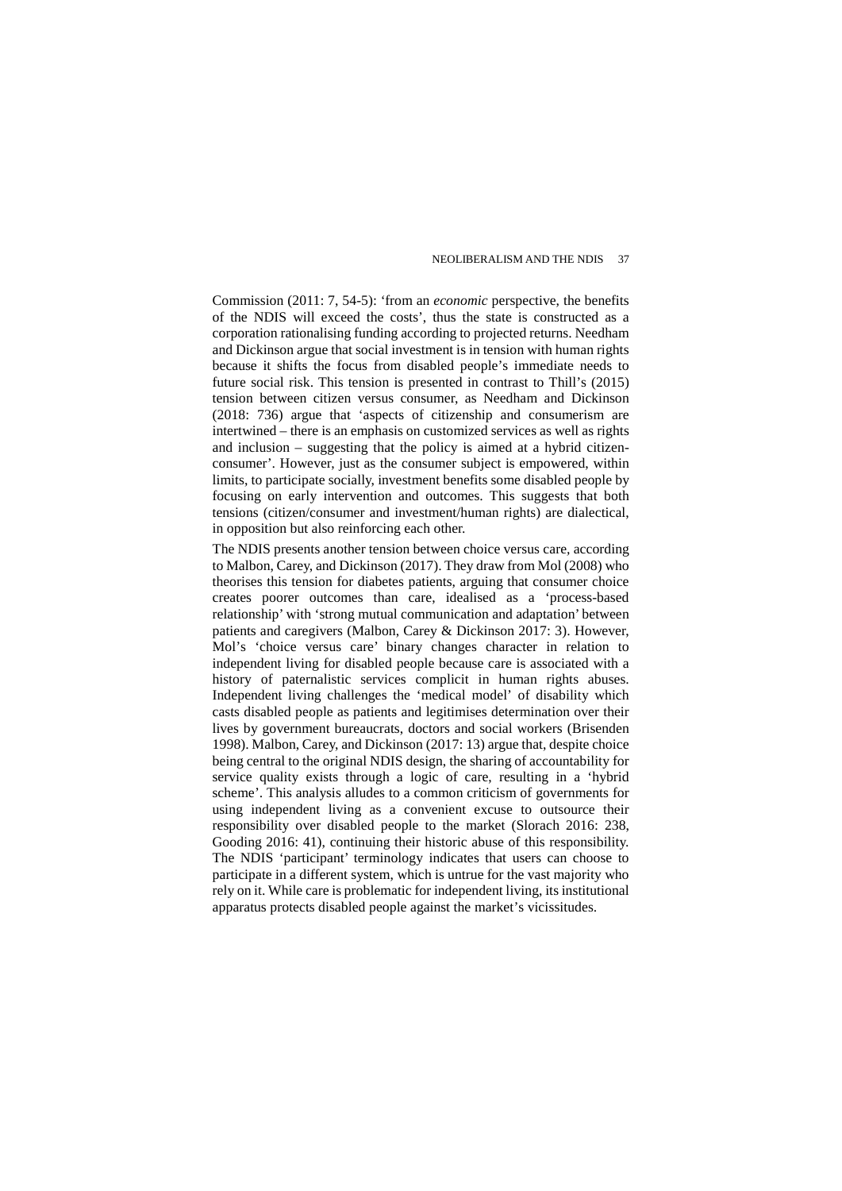Commission (2011: 7, 54-5): 'from an *economic* perspective, the benefits of the NDIS will exceed the costs', thus the state is constructed as a corporation rationalising funding according to projected returns. Needham and Dickinson argue that social investment is in tension with human rights because it shifts the focus from disabled people's immediate needs to future social risk. This tension is presented in contrast to Thill's (2015) tension between citizen versus consumer, as Needham and Dickinson (2018: 736) argue that 'aspects of citizenship and consumerism are intertwined – there is an emphasis on customized services as well as rights and inclusion – suggesting that the policy is aimed at a hybrid citizen-consumer'. However, just as the consumer subject is empowered, within limits, to participate socially, investment benefits some disabled people by focusing on early intervention and outcomes. This suggests that both tensions (citizen/consumer and investment/human rights) are dialectical, in opposition but also reinforcing each other.

The NDIS presents another tension between choice versus care, according to Malbon, Carey, and Dickinson (2017). They draw from Mol (2008) who theorises this tension for diabetes patients, arguing that consumer choice creates poorer outcomes than care, idealised as a 'process-based relationship' with 'strong mutual communication and adaptation' between patients and caregivers (Malbon, Carey & Dickinson 2017: 3). However, Mol's 'choice versus care' binary changes character in relation to independent living for disabled people because care is associated with a history of paternalistic services complicit in human rights abuses. Independent living challenges the 'medical model' of disability which casts disabled people as patients and legitimises determination over their lives by government bureaucrats, doctors and social workers (Brisenden 1998). Malbon, Carey, and Dickinson (2017: 13) argue that, despite choice being central to the original NDIS design, the sharing of accountability for service quality exists through a logic of care, resulting in a 'hybrid scheme'. This analysis alludes to a common criticism of governments for using independent living as a convenient excuse to outsource their responsibility over disabled people to the market (Slorach 2016: 238, Gooding 2016: 41), continuing their historic abuse of this responsibility. The NDIS 'participant' terminology indicates that users can choose to participate in a different system, which is untrue for the vast majority who rely on it. While care is problematic for independent living, its institutional apparatus protects disabled people against the market's vicissitudes.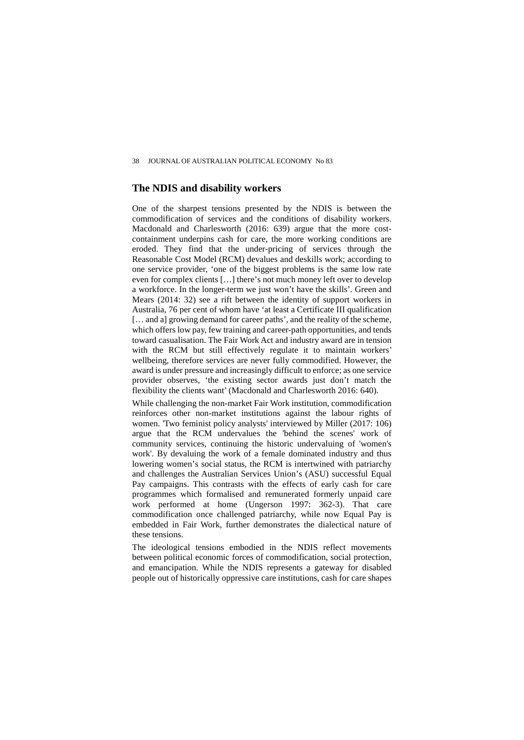## The NDIS and disability workers

One of the sharpest tensions presented by the NDIS is between the commodification of services and the conditions of disability workers. Macdonald and Charlesworth (2016: 639) argue that the more cost-containment underpins cash for care, the more working conditions are eroded. They find that the under-pricing of services through the Reasonable Cost Model (RCM) devalues and deskills work; according to one service provider, 'one of the biggest problems is the same low rate even for complex clients […] there's not much money left over to develop a workforce. In the longer-term we just won't have the skills'. Green and Mears (2014: 32) see a rift between the identity of support workers in Australia, 76 per cent of whom have 'at least a Certificate III qualification [… and a] growing demand for career paths', and the reality of the scheme, which offers low pay, few training and career-path opportunities, and tends toward casualisation. The Fair Work Act and industry award are in tension with the RCM but still effectively regulate it to maintain workers' wellbeing, therefore services are never fully commodified. However, the award is under pressure and increasingly difficult to enforce; as one service provider observes, 'the existing sector awards just don't match the flexibility the clients want' (Macdonald and Charlesworth 2016: 640).

While challenging the non-market Fair Work institution, commodification reinforces other non-market institutions against the labour rights of women. 'Two feminist policy analysts' interviewed by Miller (2017: 106) argue that the RCM undervalues the 'behind the scenes' work of community services, continuing the historic undervaluing of 'women's work'. By devaluing the work of a female dominated industry and thus lowering women's social status, the RCM is intertwined with patriarchy and challenges the Australian Services Union's (ASU) successful Equal Pay campaigns. This contrasts with the effects of early cash for care programmes which formalised and remunerated formerly unpaid care work performed at home (Ungerson 1997: 362-3). That care commodification once challenged patriarchy, while now Equal Pay is embedded in Fair Work, further demonstrates the dialectical nature of these tensions.

The ideological tensions embodied in the NDIS reflect movements between political economic forces of commodification, social protection, and emancipation. While the NDIS represents a gateway for disabled people out of historically oppressive care institutions, cash for care shapes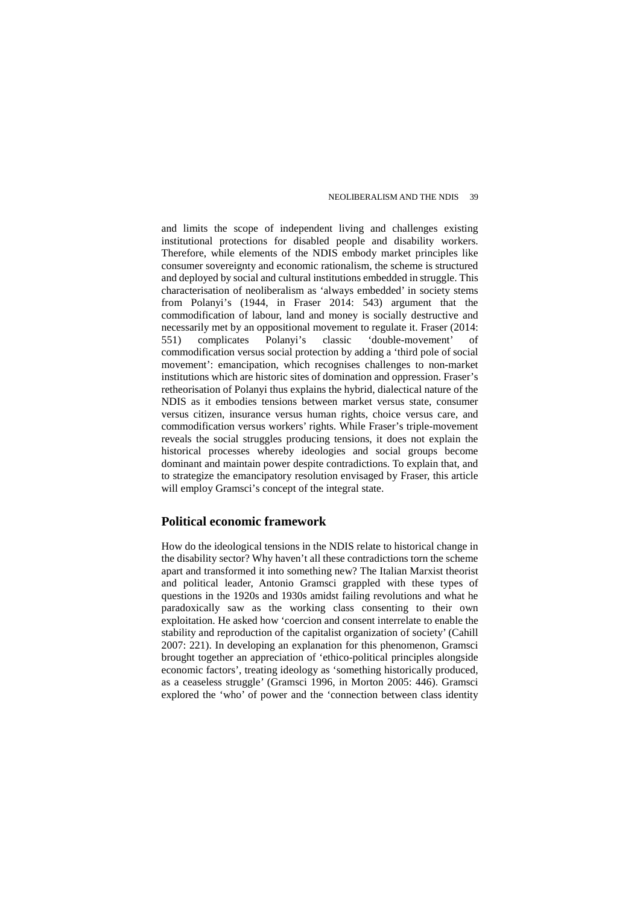and limits the scope of independent living and challenges existing institutional protections for disabled people and disability workers. Therefore, while elements of the NDIS embody market principles like consumer sovereignty and economic rationalism, the scheme is structured and deployed by social and cultural institutions embedded in struggle. This characterisation of neoliberalism as 'always embedded' in society stems from Polanyi's (1944, in Fraser 2014: 543) argument that the commodification of labour, land and money is socially destructive and necessarily met by an oppositional movement to regulate it. Fraser (2014: 551) complicates Polanyi's classic 'double-movement' of commodification versus social protection by adding a 'third pole of social movement': emancipation, which recognises challenges to non-market institutions which are historic sites of domination and oppression. Fraser's retheorisation of Polanyi thus explains the hybrid, dialectical nature of the NDIS as it embodies tensions between market versus state, consumer versus citizen, insurance versus human rights, choice versus care, and commodification versus workers' rights. While Fraser's triple-movement reveals the social struggles producing tensions, it does not explain the historical processes whereby ideologies and social groups become dominant and maintain power despite contradictions. To explain that, and to strategize the emancipatory resolution envisaged by Fraser, this article will employ Gramsci's concept of the integral state.

## Political economic framework

How do the ideological tensions in the NDIS relate to historical change in the disability sector? Why haven't all these contradictions torn the scheme apart and transformed it into something new? The Italian Marxist theorist and political leader, Antonio Gramsci grappled with these types of questions in the 1920s and 1930s amidst failing revolutions and what he paradoxically saw as the working class consenting to their own exploitation. He asked how 'coercion and consent interrelate to enable the stability and reproduction of the capitalist organization of society' (Cahill 2007: 221). In developing an explanation for this phenomenon, Gramsci brought together an appreciation of 'ethico-political principles alongside economic factors', treating ideology as 'something historically produced, as a ceaseless struggle' (Gramsci 1996, in Morton 2005: 446). Gramsci explored the 'who' of power and the 'connection between class identity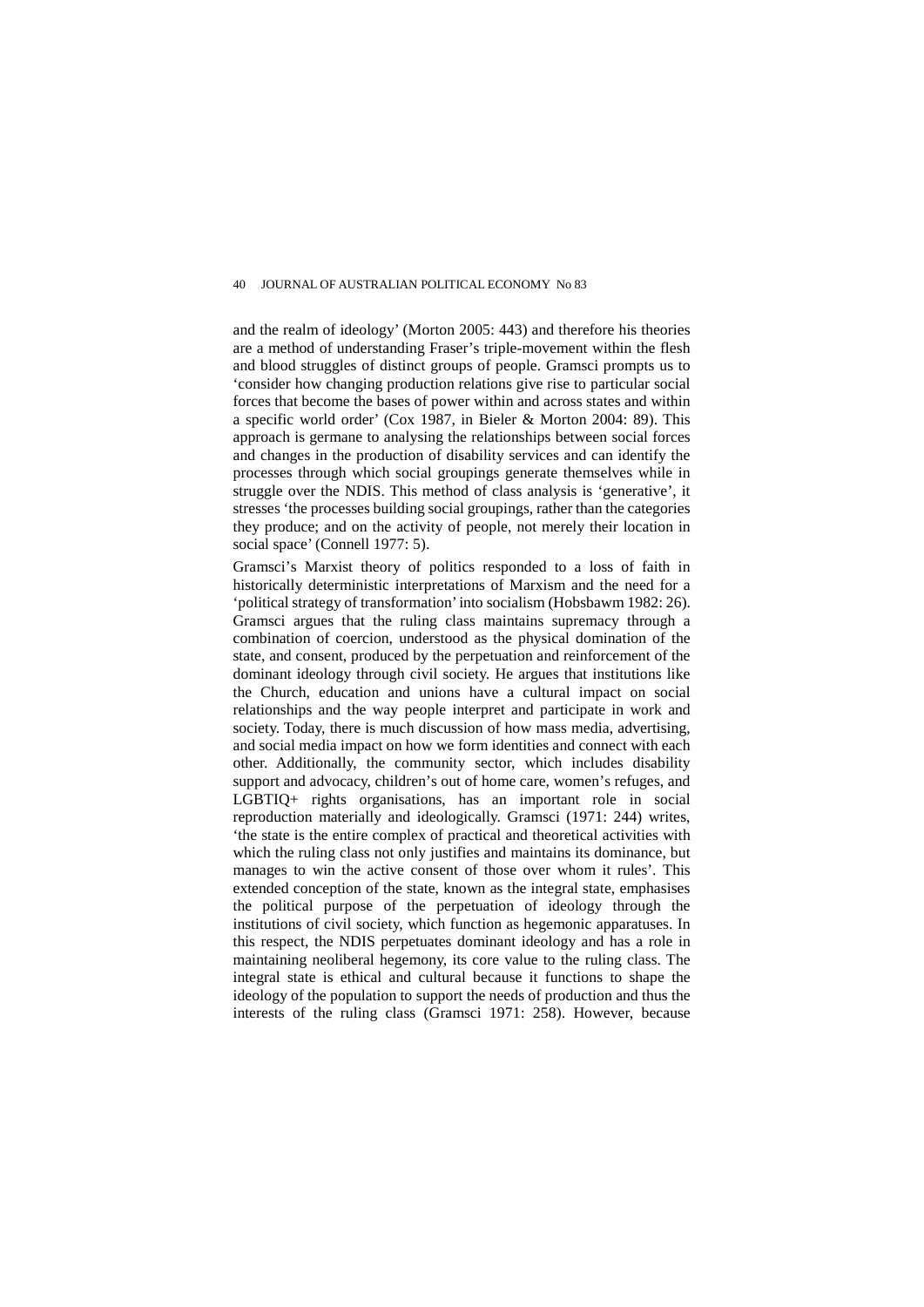and the realm of ideology' (Morton 2005: 443) and therefore his theories are a method of understanding Fraser's triple-movement within the flesh and blood struggles of distinct groups of people. Gramsci prompts us to 'consider how changing production relations give rise to particular social forces that become the bases of power within and across states and within a specific world order' (Cox 1987, in Bieler & Morton 2004: 89). This approach is germane to analysing the relationships between social forces and changes in the production of disability services and can identify the processes through which social groupings generate themselves while in struggle over the NDIS. This method of class analysis is 'generative', it stresses 'the processes building social groupings, rather than the categories they produce; and on the activity of people, not merely their location in social space' (Connell 1977: 5).

Gramsci's Marxist theory of politics responded to a loss of faith in historically deterministic interpretations of Marxism and the need for a 'political strategy of transformation' into socialism (Hobsbawm 1982: 26). Gramsci argues that the ruling class maintains supremacy through a combination of coercion, understood as the physical domination of the state, and consent, produced by the perpetuation and reinforcement of the dominant ideology through civil society. He argues that institutions like the Church, education and unions have a cultural impact on social relationships and the way people interpret and participate in work and society. Today, there is much discussion of how mass media, advertising, and social media impact on how we form identities and connect with each other. Additionally, the community sector, which includes disability support and advocacy, children's out of home care, women's refuges, and LGBTIQ+ rights organisations, has an important role in social reproduction materially and ideologically. Gramsci (1971: 244) writes, 'the state is the entire complex of practical and theoretical activities with which the ruling class not only justifies and maintains its dominance, but manages to win the active consent of those over whom it rules'. This extended conception of the state, known as the integral state, emphasises the political purpose of the perpetuation of ideology through the institutions of civil society, which function as hegemonic apparatuses. In this respect, the NDIS perpetuates dominant ideology and has a role in maintaining neoliberal hegemony, its core value to the ruling class. The integral state is ethical and cultural because it functions to shape the ideology of the population to support the needs of production and thus the interests of the ruling class (Gramsci 1971: 258). However, because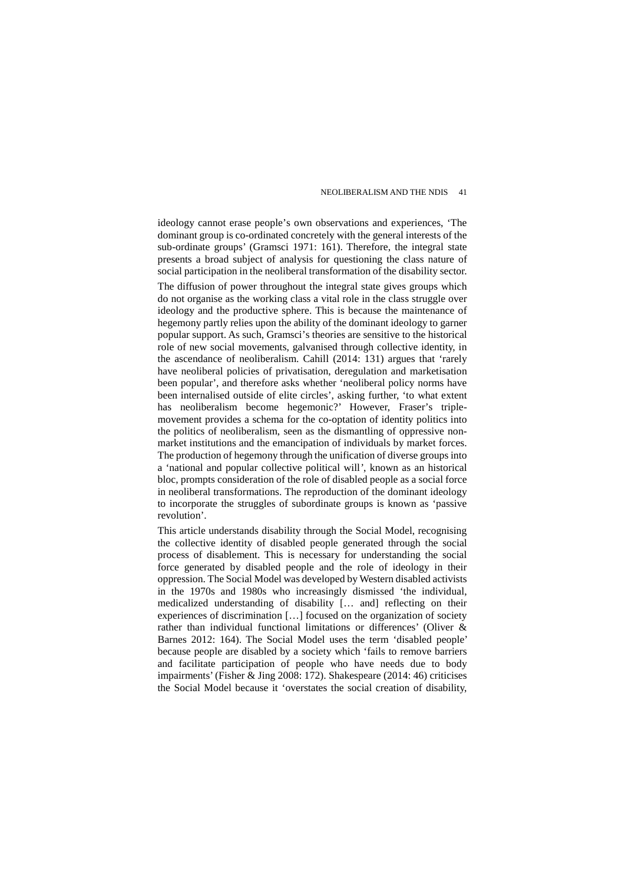ideology cannot erase people's own observations and experiences, 'The dominant group is co-ordinated concretely with the general interests of the sub-ordinate groups' (Gramsci 1971: 161). Therefore, the integral state presents a broad subject of analysis for questioning the class nature of social participation in the neoliberal transformation of the disability sector.

The diffusion of power throughout the integral state gives groups which do not organise as the working class a vital role in the class struggle over ideology and the productive sphere. This is because the maintenance of hegemony partly relies upon the ability of the dominant ideology to garner popular support. As such, Gramsci's theories are sensitive to the historical role of new social movements, galvanised through collective identity, in the ascendance of neoliberalism. Cahill (2014: 131) argues that 'rarely have neoliberal policies of privatisation, deregulation and marketisation been popular', and therefore asks whether 'neoliberal policy norms have been internalised outside of elite circles', asking further, 'to what extent has neoliberalism become hegemonic?' However, Fraser's triple-movement provides a schema for the co-optation of identity politics into the politics of neoliberalism, seen as the dismantling of oppressive non-market institutions and the emancipation of individuals by market forces. The production of hegemony through the unification of diverse groups into a 'national and popular collective political will', known as an historical bloc, prompts consideration of the role of disabled people as a social force in neoliberal transformations. The reproduction of the dominant ideology to incorporate the struggles of subordinate groups is known as 'passive revolution'.

This article understands disability through the Social Model, recognising the collective identity of disabled people generated through the social process of disablement. This is necessary for understanding the social force generated by disabled people and the role of ideology in their oppression. The Social Model was developed by Western disabled activists in the 1970s and 1980s who increasingly dismissed 'the individual, medicalized understanding of disability [… and] reflecting on their experiences of discrimination […] focused on the organization of society rather than individual functional limitations or differences' (Oliver & Barnes 2012: 164). The Social Model uses the term 'disabled people' because people are disabled by a society which 'fails to remove barriers and facilitate participation of people who have needs due to body impairments' (Fisher & Jing 2008: 172). Shakespeare (2014: 46) criticises the Social Model because it 'overstates the social creation of disability,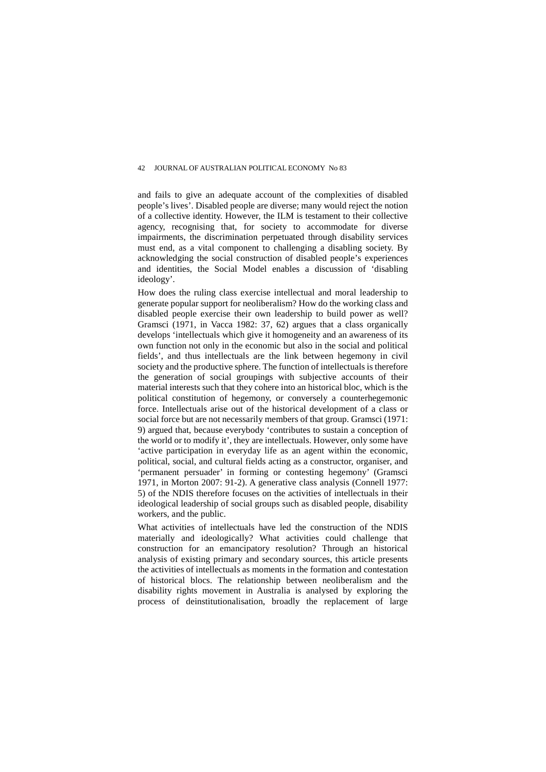and fails to give an adequate account of the complexities of disabled people's lives'. Disabled people are diverse; many would reject the notion of a collective identity. However, the ILM is testament to their collective agency, recognising that, for society to accommodate for diverse impairments, the discrimination perpetuated through disability services must end, as a vital component to challenging a disabling society. By acknowledging the social construction of disabled people's experiences and identities, the Social Model enables a discussion of 'disabling ideology'.

How does the ruling class exercise intellectual and moral leadership to generate popular support for neoliberalism? How do the working class and disabled people exercise their own leadership to build power as well? Gramsci (1971, in Vacca 1982: 37, 62) argues that a class organically develops 'intellectuals which give it homogeneity and an awareness of its own function not only in the economic but also in the social and political fields', and thus intellectuals are the link between hegemony in civil society and the productive sphere. The function of intellectuals is therefore the generation of social groupings with subjective accounts of their material interests such that they cohere into an historical bloc, which is the political constitution of hegemony, or conversely a counterhegemonic force. Intellectuals arise out of the historical development of a class or social force but are not necessarily members of that group. Gramsci (1971: 9) argued that, because everybody 'contributes to sustain a conception of the world or to modify it', they are intellectuals. However, only some have 'active participation in everyday life as an agent within the economic, political, social, and cultural fields acting as a constructor, organiser, and 'permanent persuader' in forming or contesting hegemony' (Gramsci 1971, in Morton 2007: 91-2). A generative class analysis (Connell 1977: 5) of the NDIS therefore focuses on the activities of intellectuals in their ideological leadership of social groups such as disabled people, disability workers, and the public.

What activities of intellectuals have led the construction of the NDIS materially and ideologically? What activities could challenge that construction for an emancipatory resolution? Through an historical analysis of existing primary and secondary sources, this article presents the activities of intellectuals as moments in the formation and contestation of historical blocs. The relationship between neoliberalism and the disability rights movement in Australia is analysed by exploring the process of deinstitutionalisation, broadly the replacement of large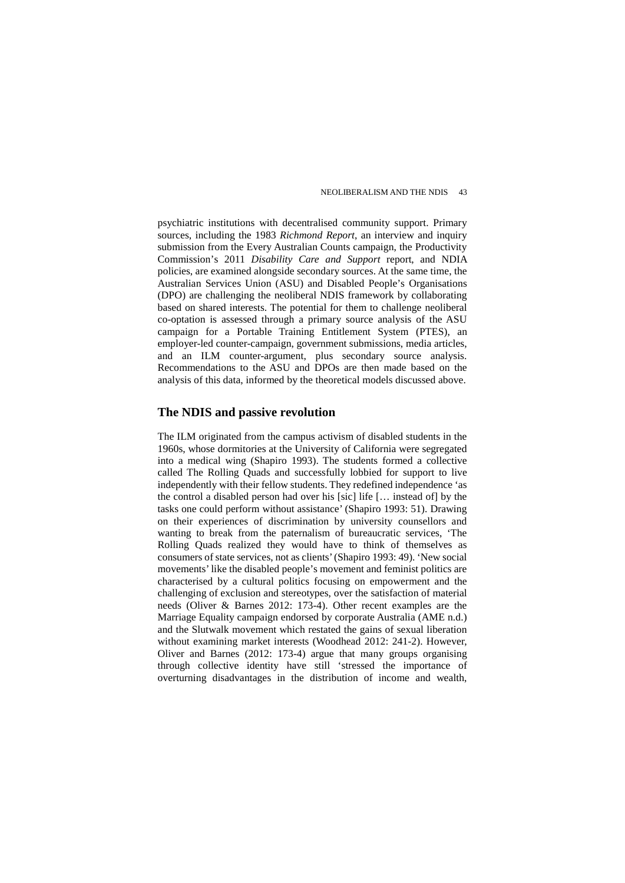psychiatric institutions with decentralised community support. Primary sources, including the 1983 *Richmond Report*, an interview and inquiry submission from the Every Australian Counts campaign, the Productivity Commission's 2011 *Disability Care and Support* report, and NDIA policies, are examined alongside secondary sources. At the same time, the Australian Services Union (ASU) and Disabled People's Organisations (DPO) are challenging the neoliberal NDIS framework by collaborating based on shared interests. The potential for them to challenge neoliberal co-optation is assessed through a primary source analysis of the ASU campaign for a Portable Training Entitlement System (PTES), an employer-led counter-campaign, government submissions, media articles, and an ILM counter-argument, plus secondary source analysis. Recommendations to the ASU and DPOs are then made based on the analysis of this data, informed by the theoretical models discussed above.

## The NDIS and passive revolution

The ILM originated from the campus activism of disabled students in the 1960s, whose dormitories at the University of California were segregated into a medical wing (Shapiro 1993). The students formed a collective called The Rolling Quads and successfully lobbied for support to live independently with their fellow students. They redefined independence 'as the control a disabled person had over his [sic] life [… instead of] by the tasks one could perform without assistance' (Shapiro 1993: 51). Drawing on their experiences of discrimination by university counsellors and wanting to break from the paternalism of bureaucratic services, 'The Rolling Quads realized they would have to think of themselves as consumers of state services, not as clients' (Shapiro 1993: 49). 'New social movements' like the disabled people's movement and feminist politics are characterised by a cultural politics focusing on empowerment and the challenging of exclusion and stereotypes, over the satisfaction of material needs (Oliver & Barnes 2012: 173-4). Other recent examples are the Marriage Equality campaign endorsed by corporate Australia (AME n.d.) and the Slutwalk movement which restated the gains of sexual liberation without examining market interests (Woodhead 2012: 241-2). However, Oliver and Barnes (2012: 173-4) argue that many groups organising through collective identity have still 'stressed the importance of overturning disadvantages in the distribution of income and wealth,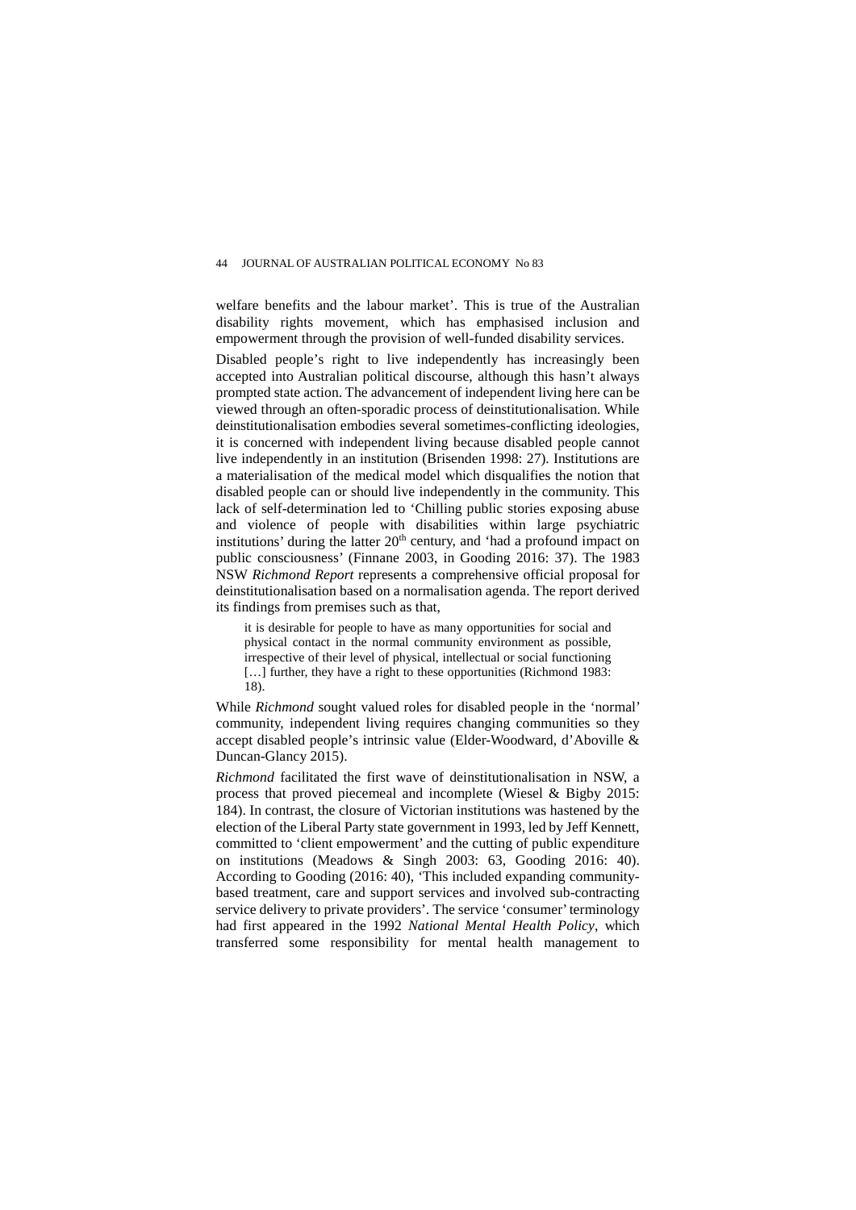welfare benefits and the labour market'. This is true of the Australian disability rights movement, which has emphasised inclusion and empowerment through the provision of well-funded disability services.

Disabled people's right to live independently has increasingly been accepted into Australian political discourse, although this hasn't always prompted state action. The advancement of independent living here can be viewed through an often-sporadic process of deinstitutionalisation. While deinstitutionalisation embodies several sometimes-conflicting ideologies, it is concerned with independent living because disabled people cannot live independently in an institution (Brisenden 1998: 27). Institutions are a materialisation of the medical model which disqualifies the notion that disabled people can or should live independently in the community. This lack of self-determination led to 'Chilling public stories exposing abuse and violence of people with disabilities within large psychiatric institutions' during the latter 20th century, and 'had a profound impact on public consciousness' (Finnane 2003, in Gooding 2016: 37). The 1983 NSW *Richmond Report* represents a comprehensive official proposal for deinstitutionalisation based on a normalisation agenda. The report derived its findings from premises such as that,

> it is desirable for people to have as many opportunities for social and physical contact in the normal community environment as possible, irrespective of their level of physical, intellectual or social functioning […] further, they have a right to these opportunities (Richmond 1983: 18).

While *Richmond* sought valued roles for disabled people in the 'normal' community, independent living requires changing communities so they accept disabled people's intrinsic value (Elder-Woodward, d'Aboville & Duncan-Glancy 2015).

*Richmond* facilitated the first wave of deinstitutionalisation in NSW, a process that proved piecemeal and incomplete (Wiesel & Bigby 2015: 184). In contrast, the closure of Victorian institutions was hastened by the election of the Liberal Party state government in 1993, led by Jeff Kennett, committed to 'client empowerment' and the cutting of public expenditure on institutions (Meadows & Singh 2003: 63, Gooding 2016: 40). According to Gooding (2016: 40), 'This included expanding community-based treatment, care and support services and involved sub-contracting service delivery to private providers'. The service 'consumer' terminology had first appeared in the 1992 *National Mental Health Policy*, which transferred some responsibility for mental health management to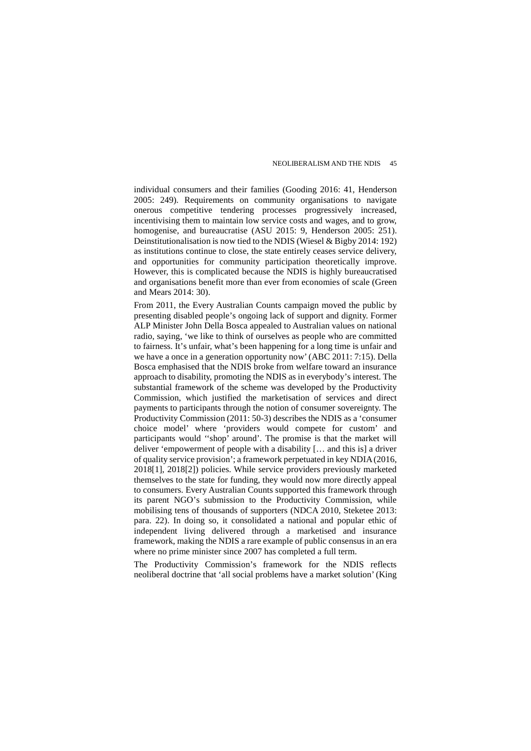individual consumers and their families (Gooding 2016: 41, Henderson 2005: 249). Requirements on community organisations to navigate onerous competitive tendering processes progressively increased, incentivising them to maintain low service costs and wages, and to grow, homogenise, and bureaucratise (ASU 2015: 9, Henderson 2005: 251). Deinstitutionalisation is now tied to the NDIS (Wiesel & Bigby 2014: 192) as institutions continue to close, the state entirely ceases service delivery, and opportunities for community participation theoretically improve. However, this is complicated because the NDIS is highly bureaucratised and organisations benefit more than ever from economies of scale (Green and Mears 2014: 30).

From 2011, the Every Australian Counts campaign moved the public by presenting disabled people's ongoing lack of support and dignity. Former ALP Minister John Della Bosca appealed to Australian values on national radio, saying, 'we like to think of ourselves as people who are committed to fairness. It's unfair, what's been happening for a long time is unfair and we have a once in a generation opportunity now' (ABC 2011: 7:15). Della Bosca emphasised that the NDIS broke from welfare toward an insurance approach to disability, promoting the NDIS as in everybody's interest. The substantial framework of the scheme was developed by the Productivity Commission, which justified the marketisation of services and direct payments to participants through the notion of consumer sovereignty. The Productivity Commission (2011: 50-3) describes the NDIS as a 'consumer choice model' where 'providers would compete for custom' and participants would ''shop' around'. The promise is that the market will deliver 'empowerment of people with a disability [… and this is] a driver of quality service provision'; a framework perpetuated in key NDIA (2016, 2018[1], 2018[2]) policies. While service providers previously marketed themselves to the state for funding, they would now more directly appeal to consumers. Every Australian Counts supported this framework through its parent NGO's submission to the Productivity Commission, while mobilising tens of thousands of supporters (NDCA 2010, Steketee 2013: para. 22). In doing so, it consolidated a national and popular ethic of independent living delivered through a marketised and insurance framework, making the NDIS a rare example of public consensus in an era where no prime minister since 2007 has completed a full term.

The Productivity Commission's framework for the NDIS reflects neoliberal doctrine that 'all social problems have a market solution' (King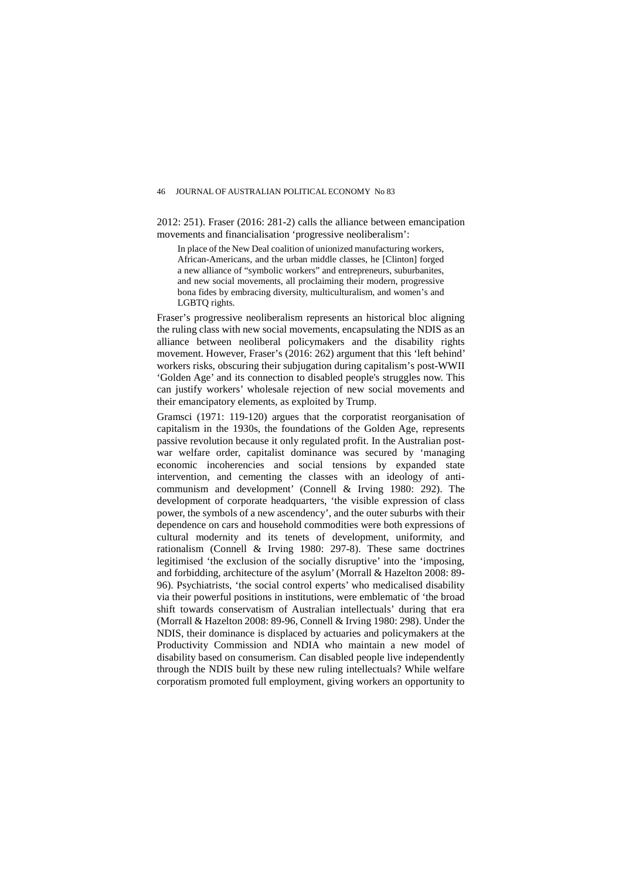2012: 251). Fraser (2016: 281-2) calls the alliance between emancipation movements and financialisation 'progressive neoliberalism':

> In place of the New Deal coalition of unionized manufacturing workers, African-Americans, and the urban middle classes, he [Clinton] forged a new alliance of "symbolic workers" and entrepreneurs, suburbanites, and new social movements, all proclaiming their modern, progressive bona fides by embracing diversity, multiculturalism, and women's and LGBTQ rights.

Fraser's progressive neoliberalism represents an historical bloc aligning the ruling class with new social movements, encapsulating the NDIS as an alliance between neoliberal policymakers and the disability rights movement. However, Fraser's (2016: 262) argument that this 'left behind' workers risks, obscuring their subjugation during capitalism's post-WWII 'Golden Age' and its connection to disabled people's struggles now. This can justify workers' wholesale rejection of new social movements and their emancipatory elements, as exploited by Trump.

Gramsci (1971: 119-120) argues that the corporatist reorganisation of capitalism in the 1930s, the foundations of the Golden Age, represents passive revolution because it only regulated profit. In the Australian post-war welfare order, capitalist dominance was secured by 'managing economic incoherencies and social tensions by expanded state intervention, and cementing the classes with an ideology of anti-communism and development' (Connell & Irving 1980: 292). The development of corporate headquarters, 'the visible expression of class power, the symbols of a new ascendency', and the outer suburbs with their dependence on cars and household commodities were both expressions of cultural modernity and its tenets of development, uniformity, and rationalism (Connell & Irving 1980: 297-8). These same doctrines legitimised 'the exclusion of the socially disruptive' into the 'imposing, and forbidding, architecture of the asylum' (Morrall & Hazelton 2008: 89-96). Psychiatrists, 'the social control experts' who medicalised disability via their powerful positions in institutions, were emblematic of 'the broad shift towards conservatism of Australian intellectuals' during that era (Morrall & Hazelton 2008: 89-96, Connell & Irving 1980: 298). Under the NDIS, their dominance is displaced by actuaries and policymakers at the Productivity Commission and NDIA who maintain a new model of disability based on consumerism. Can disabled people live independently through the NDIS built by these new ruling intellectuals? While welfare corporatism promoted full employment, giving workers an opportunity to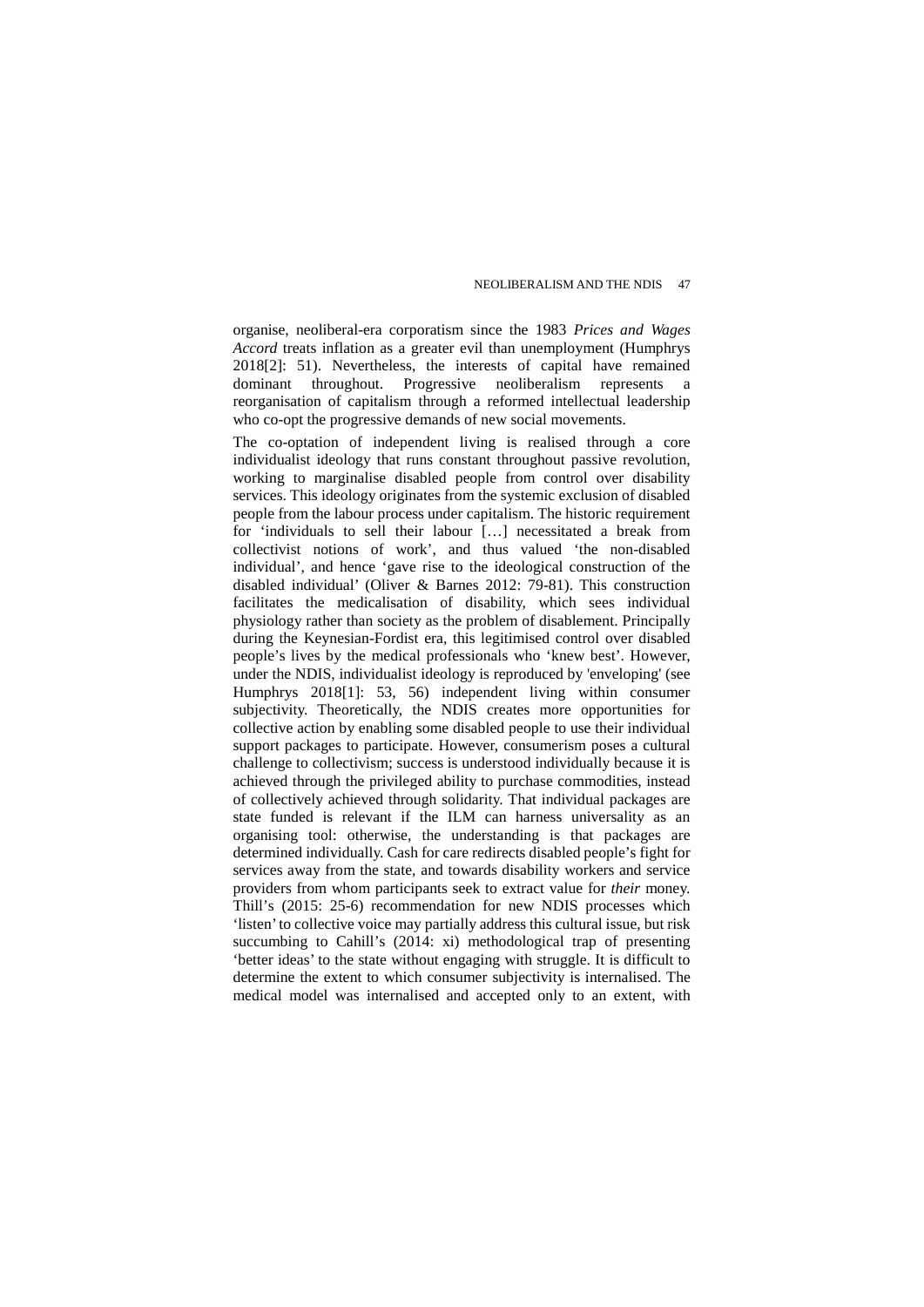organise, neoliberal-era corporatism since the 1983 *Prices and Wages Accord* treats inflation as a greater evil than unemployment (Humphrys 2018[2]: 51). Nevertheless, the interests of capital have remained dominant throughout. Progressive neoliberalism represents a reorganisation of capitalism through a reformed intellectual leadership who co-opt the progressive demands of new social movements.

The co-optation of independent living is realised through a core individualist ideology that runs constant throughout passive revolution, working to marginalise disabled people from control over disability services. This ideology originates from the systemic exclusion of disabled people from the labour process under capitalism. The historic requirement for 'individuals to sell their labour […] necessitated a break from collectivist notions of work', and thus valued 'the non-disabled individual', and hence 'gave rise to the ideological construction of the disabled individual' (Oliver & Barnes 2012: 79-81). This construction facilitates the medicalisation of disability, which sees individual physiology rather than society as the problem of disablement. Principally during the Keynesian-Fordist era, this legitimised control over disabled people's lives by the medical professionals who 'knew best'. However, under the NDIS, individualist ideology is reproduced by 'enveloping' (see Humphrys 2018[1]: 53, 56) independent living within consumer subjectivity. Theoretically, the NDIS creates more opportunities for collective action by enabling some disabled people to use their individual support packages to participate. However, consumerism poses a cultural challenge to collectivism; success is understood individually because it is achieved through the privileged ability to purchase commodities, instead of collectively achieved through solidarity. That individual packages are state funded is relevant if the ILM can harness universality as an organising tool: otherwise, the understanding is that packages are determined individually. Cash for care redirects disabled people's fight for services away from the state, and towards disability workers and service providers from whom participants seek to extract value for *their* money. Thill's (2015: 25-6) recommendation for new NDIS processes which 'listen' to collective voice may partially address this cultural issue, but risk succumbing to Cahill's (2014: xi) methodological trap of presenting 'better ideas' to the state without engaging with struggle. It is difficult to determine the extent to which consumer subjectivity is internalised. The medical model was internalised and accepted only to an extent, with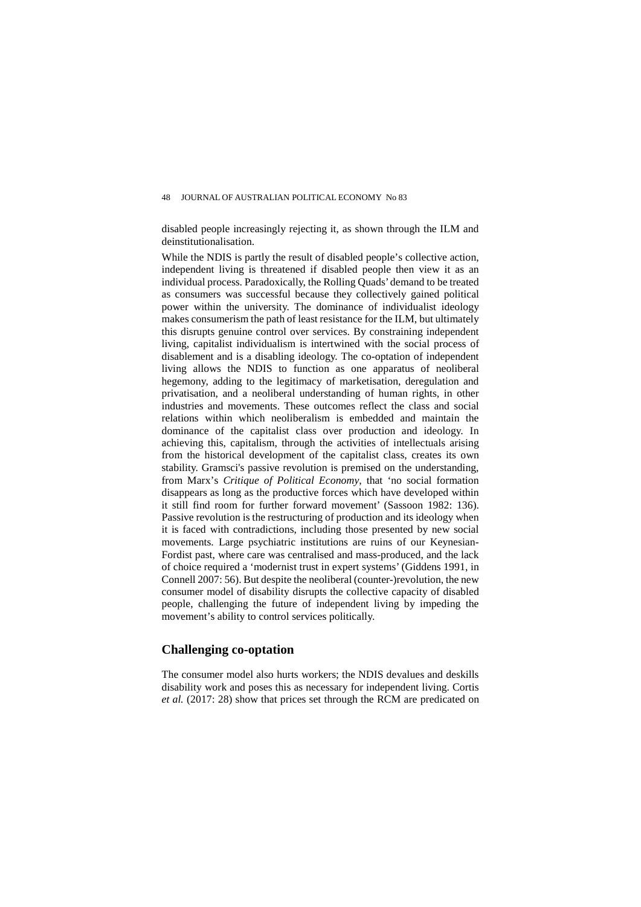disabled people increasingly rejecting it, as shown through the ILM and deinstitutionalisation.

While the NDIS is partly the result of disabled people's collective action, independent living is threatened if disabled people then view it as an individual process. Paradoxically, the Rolling Quads' demand to be treated as consumers was successful because they collectively gained political power within the university. The dominance of individualist ideology makes consumerism the path of least resistance for the ILM, but ultimately this disrupts genuine control over services. By constraining independent living, capitalist individualism is intertwined with the social process of disablement and is a disabling ideology. The co-optation of independent living allows the NDIS to function as one apparatus of neoliberal hegemony, adding to the legitimacy of marketisation, deregulation and privatisation, and a neoliberal understanding of human rights, in other industries and movements. These outcomes reflect the class and social relations within which neoliberalism is embedded and maintain the dominance of the capitalist class over production and ideology. In achieving this, capitalism, through the activities of intellectuals arising from the historical development of the capitalist class, creates its own stability. Gramsci's passive revolution is premised on the understanding, from Marx's *Critique of Political Economy*, that 'no social formation disappears as long as the productive forces which have developed within it still find room for further forward movement' (Sassoon 1982: 136). Passive revolution is the restructuring of production and its ideology when it is faced with contradictions, including those presented by new social movements. Large psychiatric institutions are ruins of our Keynesian-Fordist past, where care was centralised and mass-produced, and the lack of choice required a 'modernist trust in expert systems' (Giddens 1991, in Connell 2007: 56). But despite the neoliberal (counter-)revolution, the new consumer model of disability disrupts the collective capacity of disabled people, challenging the future of independent living by impeding the movement's ability to control services politically.

## Challenging co-optation

The consumer model also hurts workers; the NDIS devalues and deskills disability work and poses this as necessary for independent living. Cortis *et al.* (2017: 28) show that prices set through the RCM are predicated on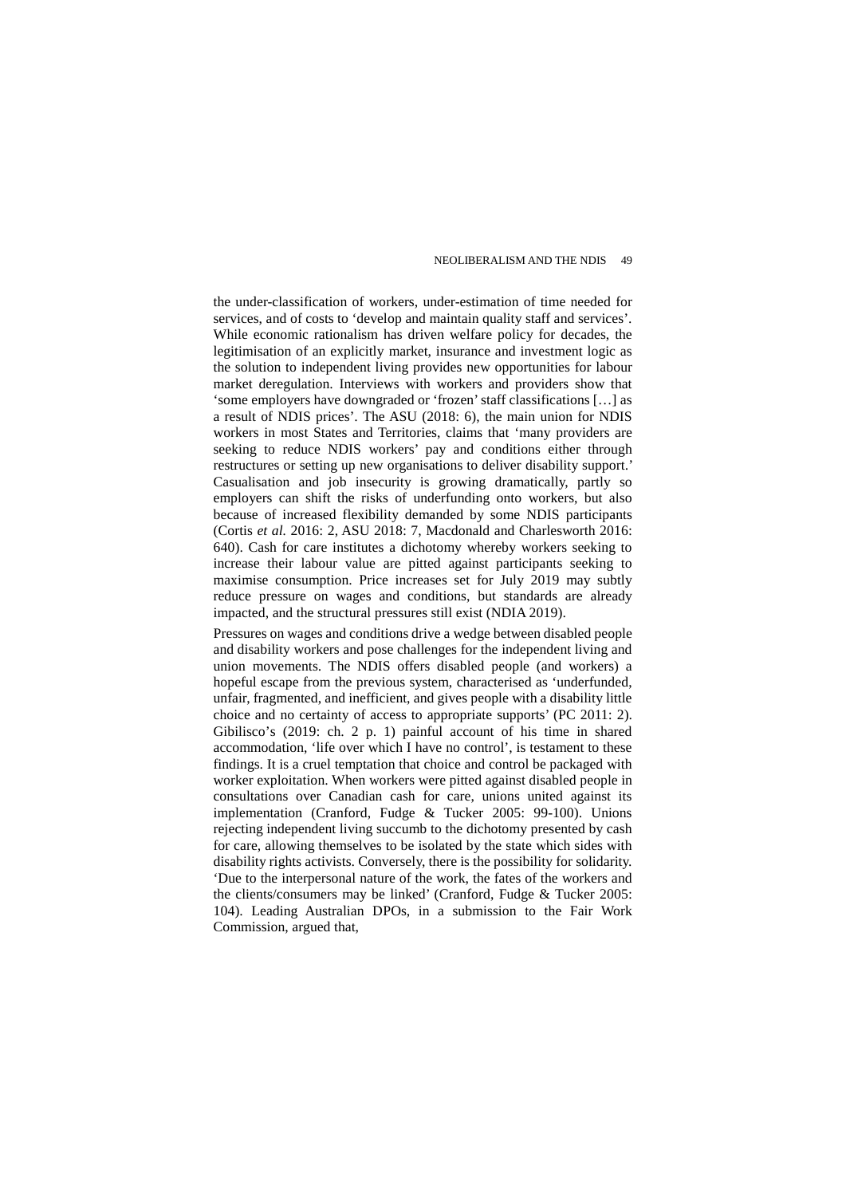the under-classification of workers, under-estimation of time needed for services, and of costs to 'develop and maintain quality staff and services'. While economic rationalism has driven welfare policy for decades, the legitimisation of an explicitly market, insurance and investment logic as the solution to independent living provides new opportunities for labour market deregulation. Interviews with workers and providers show that 'some employers have downgraded or 'frozen' staff classifications […] as a result of NDIS prices'. The ASU (2018: 6), the main union for NDIS workers in most States and Territories, claims that 'many providers are seeking to reduce NDIS workers' pay and conditions either through restructures or setting up new organisations to deliver disability support.' Casualisation and job insecurity is growing dramatically, partly so employers can shift the risks of underfunding onto workers, but also because of increased flexibility demanded by some NDIS participants (Cortis *et al.* 2016: 2, ASU 2018: 7, Macdonald and Charlesworth 2016: 640). Cash for care institutes a dichotomy whereby workers seeking to increase their labour value are pitted against participants seeking to maximise consumption. Price increases set for July 2019 may subtly reduce pressure on wages and conditions, but standards are already impacted, and the structural pressures still exist (NDIA 2019).

Pressures on wages and conditions drive a wedge between disabled people and disability workers and pose challenges for the independent living and union movements. The NDIS offers disabled people (and workers) a hopeful escape from the previous system, characterised as 'underfunded, unfair, fragmented, and inefficient, and gives people with a disability little choice and no certainty of access to appropriate supports' (PC 2011: 2). Gibilisco's (2019: ch. 2 p. 1) painful account of his time in shared accommodation, 'life over which I have no control', is testament to these findings. It is a cruel temptation that choice and control be packaged with worker exploitation. When workers were pitted against disabled people in consultations over Canadian cash for care, unions united against its implementation (Cranford, Fudge & Tucker 2005: 99-100). Unions rejecting independent living succumb to the dichotomy presented by cash for care, allowing themselves to be isolated by the state which sides with disability rights activists. Conversely, there is the possibility for solidarity. 'Due to the interpersonal nature of the work, the fates of the workers and the clients/consumers may be linked' (Cranford, Fudge & Tucker 2005: 104). Leading Australian DPOs, in a submission to the Fair Work Commission, argued that,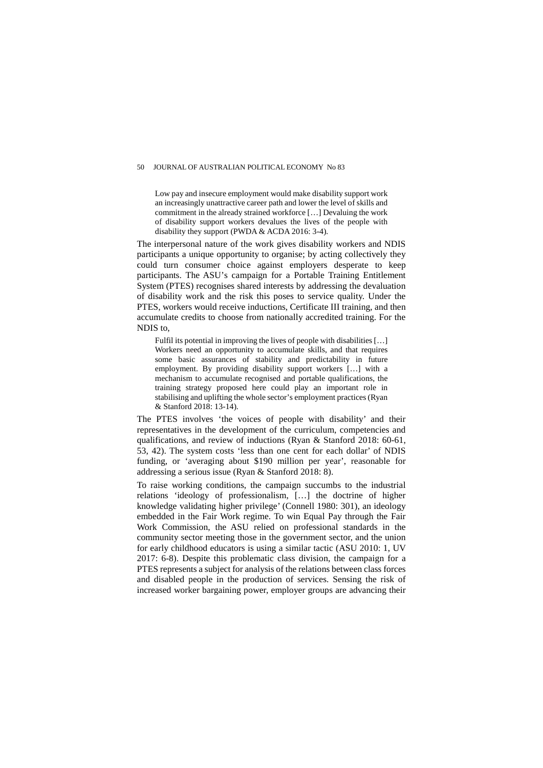> Low pay and insecure employment would make disability support work an increasingly unattractive career path and lower the level of skills and commitment in the already strained workforce […] Devaluing the work of disability support workers devalues the lives of the people with disability they support (PWDA & ACDA 2016: 3-4).

The interpersonal nature of the work gives disability workers and NDIS participants a unique opportunity to organise; by acting collectively they could turn consumer choice against employers desperate to keep participants. The ASU's campaign for a Portable Training Entitlement System (PTES) recognises shared interests by addressing the devaluation of disability work and the risk this poses to service quality. Under the PTES, workers would receive inductions, Certificate III training, and then accumulate credits to choose from nationally accredited training. For the NDIS to,

> Fulfil its potential in improving the lives of people with disabilities […] Workers need an opportunity to accumulate skills, and that requires some basic assurances of stability and predictability in future employment. By providing disability support workers […] with a mechanism to accumulate recognised and portable qualifications, the training strategy proposed here could play an important role in stabilising and uplifting the whole sector's employment practices (Ryan & Stanford 2018: 13-14).

The PTES involves 'the voices of people with disability' and their representatives in the development of the curriculum, competencies and qualifications, and review of inductions (Ryan & Stanford 2018: 60-61, 53, 42). The system costs 'less than one cent for each dollar' of NDIS funding, or 'averaging about $190 million per year', reasonable for addressing a serious issue (Ryan & Stanford 2018: 8).

To raise working conditions, the campaign succumbs to the industrial relations 'ideology of professionalism, […] the doctrine of higher knowledge validating higher privilege' (Connell 1980: 301), an ideology embedded in the Fair Work regime. To win Equal Pay through the Fair Work Commission, the ASU relied on professional standards in the community sector meeting those in the government sector, and the union for early childhood educators is using a similar tactic (ASU 2010: 1, UV 2017: 6-8). Despite this problematic class division, the campaign for a PTES represents a subject for analysis of the relations between class forces and disabled people in the production of services. Sensing the risk of increased worker bargaining power, employer groups are advancing their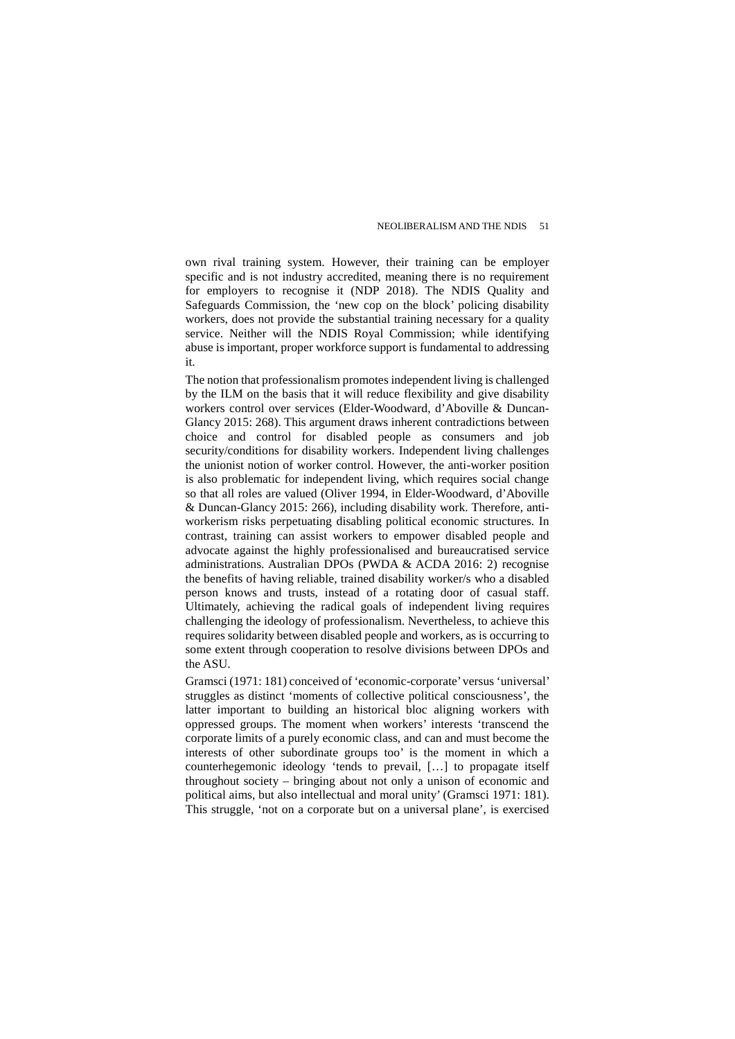own rival training system. However, their training can be employer specific and is not industry accredited, meaning there is no requirement for employers to recognise it (NDP 2018). The NDIS Quality and Safeguards Commission, the 'new cop on the block' policing disability workers, does not provide the substantial training necessary for a quality service. Neither will the NDIS Royal Commission; while identifying abuse is important, proper workforce support is fundamental to addressing it.

The notion that professionalism promotes independent living is challenged by the ILM on the basis that it will reduce flexibility and give disability workers control over services (Elder-Woodward, d'Aboville & Duncan-Glancy 2015: 268). This argument draws inherent contradictions between choice and control for disabled people as consumers and job security/conditions for disability workers. Independent living challenges the unionist notion of worker control. However, the anti-worker position is also problematic for independent living, which requires social change so that all roles are valued (Oliver 1994, in Elder-Woodward, d'Aboville & Duncan-Glancy 2015: 266), including disability work. Therefore, anti-workerism risks perpetuating disabling political economic structures. In contrast, training can assist workers to empower disabled people and advocate against the highly professionalised and bureaucratised service administrations. Australian DPOs (PWDA & ACDA 2016: 2) recognise the benefits of having reliable, trained disability worker/s who a disabled person knows and trusts, instead of a rotating door of casual staff. Ultimately, achieving the radical goals of independent living requires challenging the ideology of professionalism. Nevertheless, to achieve this requires solidarity between disabled people and workers, as is occurring to some extent through cooperation to resolve divisions between DPOs and the ASU.

Gramsci (1971: 181) conceived of 'economic-corporate' versus 'universal' struggles as distinct 'moments of collective political consciousness', the latter important to building an historical bloc aligning workers with oppressed groups. The moment when workers' interests 'transcend the corporate limits of a purely economic class, and can and must become the interests of other subordinate groups too' is the moment in which a counterhegemonic ideology 'tends to prevail, […] to propagate itself throughout society – bringing about not only a unison of economic and political aims, but also intellectual and moral unity' (Gramsci 1971: 181). This struggle, 'not on a corporate but on a universal plane', is exercised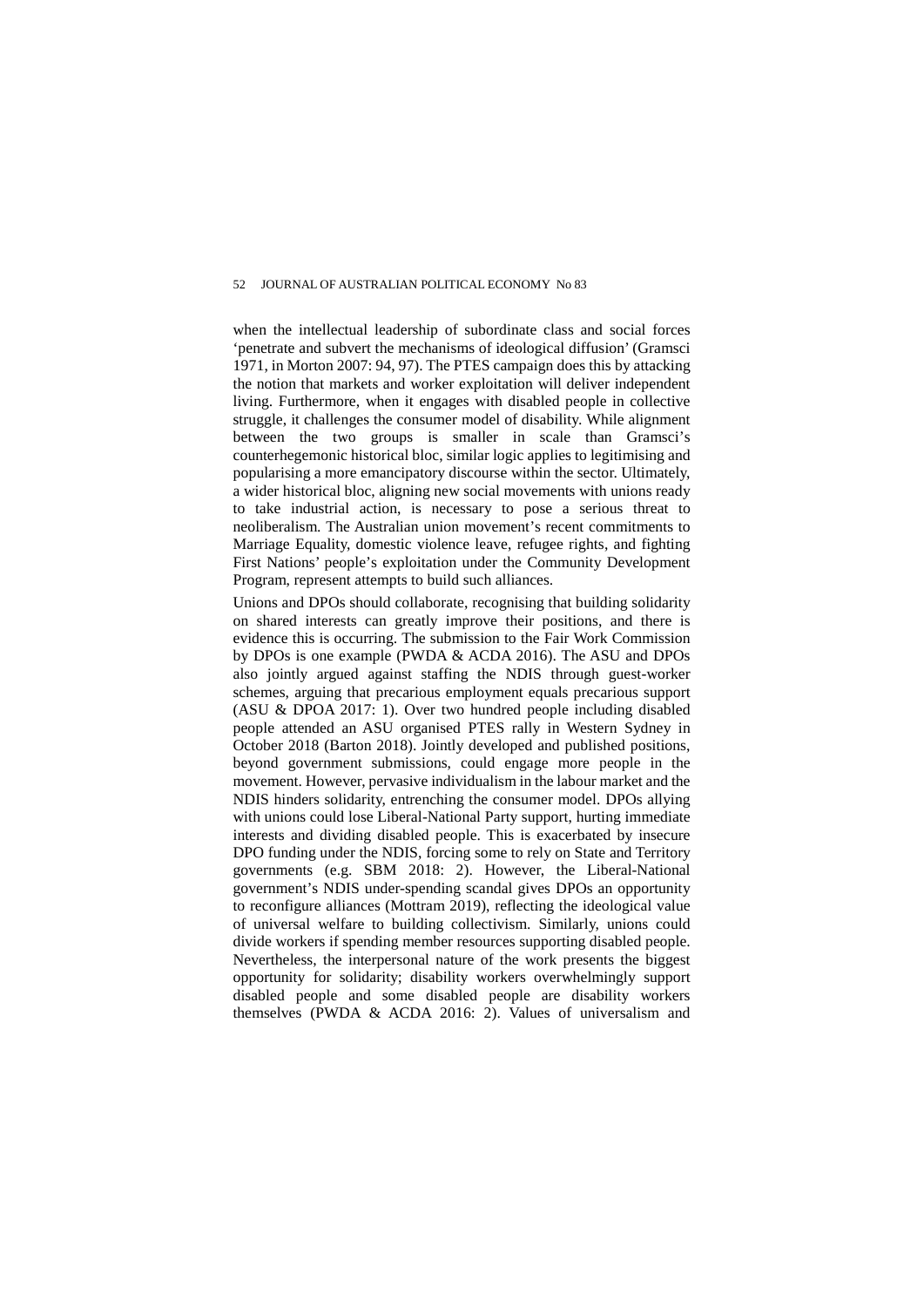when the intellectual leadership of subordinate class and social forces 'penetrate and subvert the mechanisms of ideological diffusion' (Gramsci 1971, in Morton 2007: 94, 97). The PTES campaign does this by attacking the notion that markets and worker exploitation will deliver independent living. Furthermore, when it engages with disabled people in collective struggle, it challenges the consumer model of disability. While alignment between the two groups is smaller in scale than Gramsci's counterhegemonic historical bloc, similar logic applies to legitimising and popularising a more emancipatory discourse within the sector. Ultimately, a wider historical bloc, aligning new social movements with unions ready to take industrial action, is necessary to pose a serious threat to neoliberalism. The Australian union movement's recent commitments to Marriage Equality, domestic violence leave, refugee rights, and fighting First Nations' people's exploitation under the Community Development Program, represent attempts to build such alliances.

Unions and DPOs should collaborate, recognising that building solidarity on shared interests can greatly improve their positions, and there is evidence this is occurring. The submission to the Fair Work Commission by DPOs is one example (PWDA & ACDA 2016). The ASU and DPOs also jointly argued against staffing the NDIS through guest-worker schemes, arguing that precarious employment equals precarious support (ASU & DPOA 2017: 1). Over two hundred people including disabled people attended an ASU organised PTES rally in Western Sydney in October 2018 (Barton 2018). Jointly developed and published positions, beyond government submissions, could engage more people in the movement. However, pervasive individualism in the labour market and the NDIS hinders solidarity, entrenching the consumer model. DPOs allying with unions could lose Liberal-National Party support, hurting immediate interests and dividing disabled people. This is exacerbated by insecure DPO funding under the NDIS, forcing some to rely on State and Territory governments (e.g. SBM 2018: 2). However, the Liberal-National government's NDIS under-spending scandal gives DPOs an opportunity to reconfigure alliances (Mottram 2019), reflecting the ideological value of universal welfare to building collectivism. Similarly, unions could divide workers if spending member resources supporting disabled people. Nevertheless, the interpersonal nature of the work presents the biggest opportunity for solidarity; disability workers overwhelmingly support disabled people and some disabled people are disability workers themselves (PWDA & ACDA 2016: 2). Values of universalism and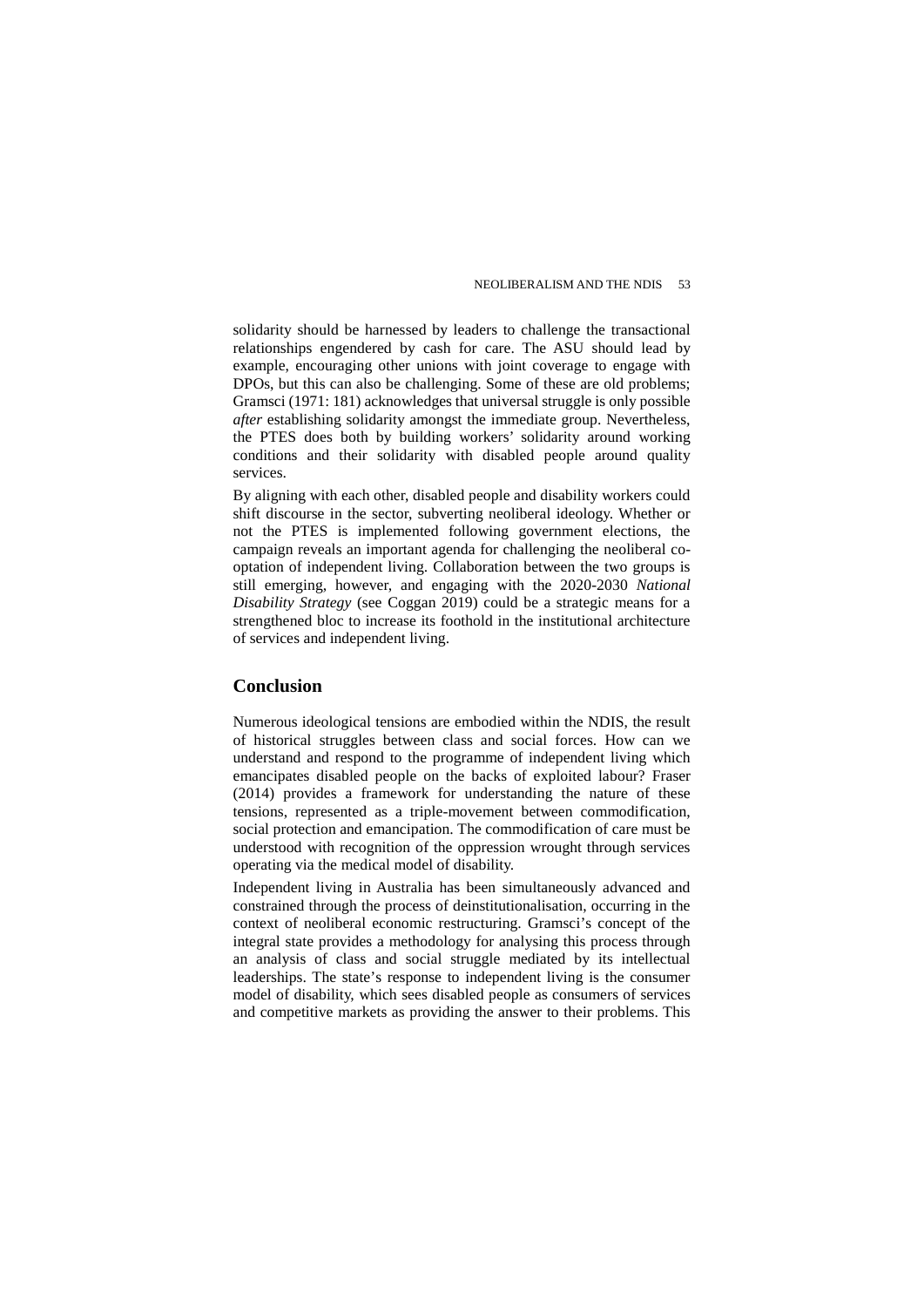solidarity should be harnessed by leaders to challenge the transactional relationships engendered by cash for care. The ASU should lead by example, encouraging other unions with joint coverage to engage with DPOs, but this can also be challenging. Some of these are old problems; Gramsci (1971: 181) acknowledges that universal struggle is only possible *after* establishing solidarity amongst the immediate group. Nevertheless, the PTES does both by building workers' solidarity around working conditions and their solidarity with disabled people around quality services.

By aligning with each other, disabled people and disability workers could shift discourse in the sector, subverting neoliberal ideology. Whether or not the PTES is implemented following government elections, the campaign reveals an important agenda for challenging the neoliberal co-optation of independent living. Collaboration between the two groups is still emerging, however, and engaging with the 2020-2030 *National Disability Strategy* (see Coggan 2019) could be a strategic means for a strengthened bloc to increase its foothold in the institutional architecture of services and independent living.

## Conclusion

Numerous ideological tensions are embodied within the NDIS, the result of historical struggles between class and social forces. How can we understand and respond to the programme of independent living which emancipates disabled people on the backs of exploited labour? Fraser (2014) provides a framework for understanding the nature of these tensions, represented as a triple-movement between commodification, social protection and emancipation. The commodification of care must be understood with recognition of the oppression wrought through services operating via the medical model of disability.

Independent living in Australia has been simultaneously advanced and constrained through the process of deinstitutionalisation, occurring in the context of neoliberal economic restructuring. Gramsci's concept of the integral state provides a methodology for analysing this process through an analysis of class and social struggle mediated by its intellectual leaderships. The state's response to independent living is the consumer model of disability, which sees disabled people as consumers of services and competitive markets as providing the answer to their problems. This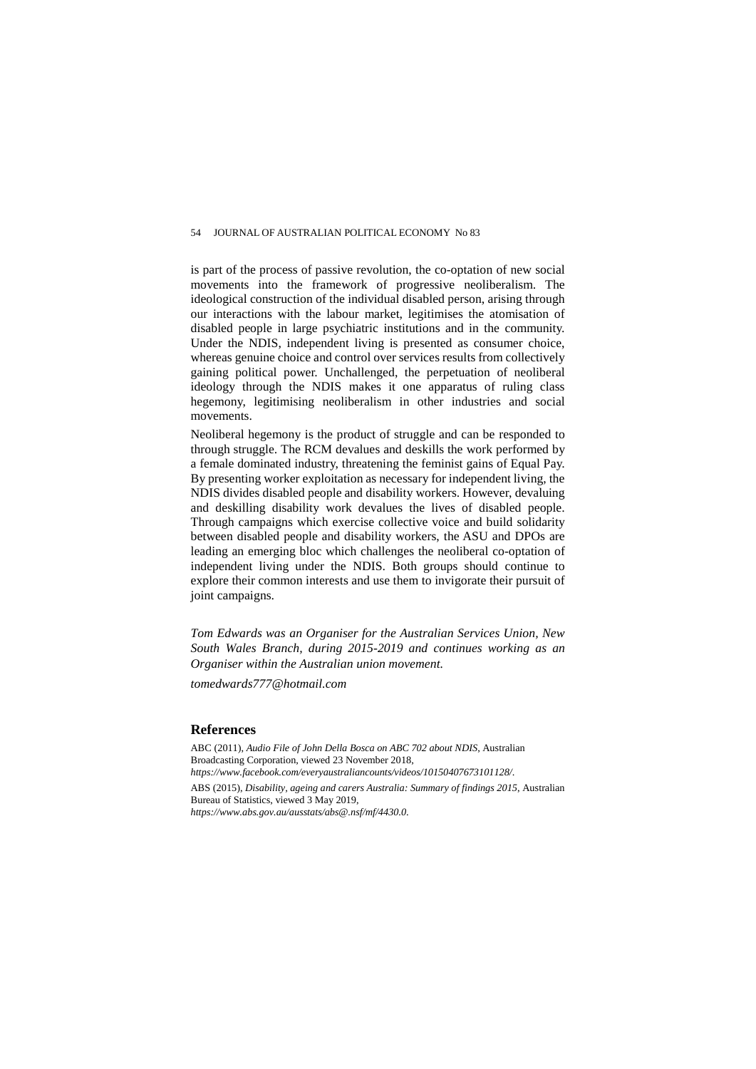is part of the process of passive revolution, the co-optation of new social movements into the framework of progressive neoliberalism. The ideological construction of the individual disabled person, arising through our interactions with the labour market, legitimises the atomisation of disabled people in large psychiatric institutions and in the community. Under the NDIS, independent living is presented as consumer choice, whereas genuine choice and control over services results from collectively gaining political power. Unchallenged, the perpetuation of neoliberal ideology through the NDIS makes it one apparatus of ruling class hegemony, legitimising neoliberalism in other industries and social movements.

Neoliberal hegemony is the product of struggle and can be responded to through struggle. The RCM devalues and deskills the work performed by a female dominated industry, threatening the feminist gains of Equal Pay. By presenting worker exploitation as necessary for independent living, the NDIS divides disabled people and disability workers. However, devaluing and deskilling disability work devalues the lives of disabled people. Through campaigns which exercise collective voice and build solidarity between disabled people and disability workers, the ASU and DPOs are leading an emerging bloc which challenges the neoliberal co-optation of independent living under the NDIS. Both groups should continue to explore their common interests and use them to invigorate their pursuit of joint campaigns.

*Tom Edwards was an Organiser for the Australian Services Union, New South Wales Branch, during 2015-2019 and continues working as an Organiser within the Australian union movement.*

*tomedwards777@hotmail.com*

## References

ABC (2011), *Audio File of John Della Bosca on ABC 702 about NDIS*, Australian Broadcasting Corporation, viewed 23 November 2018, *https://www.facebook.com/everyaustraliancounts/videos/10150407673101128/*.

ABS (2015), *Disability, ageing and carers Australia: Summary of findings 2015*, Australian Bureau of Statistics, viewed 3 May 2019, *https://www.abs.gov.au/ausstats/abs@.nsf/mf/4430.0*.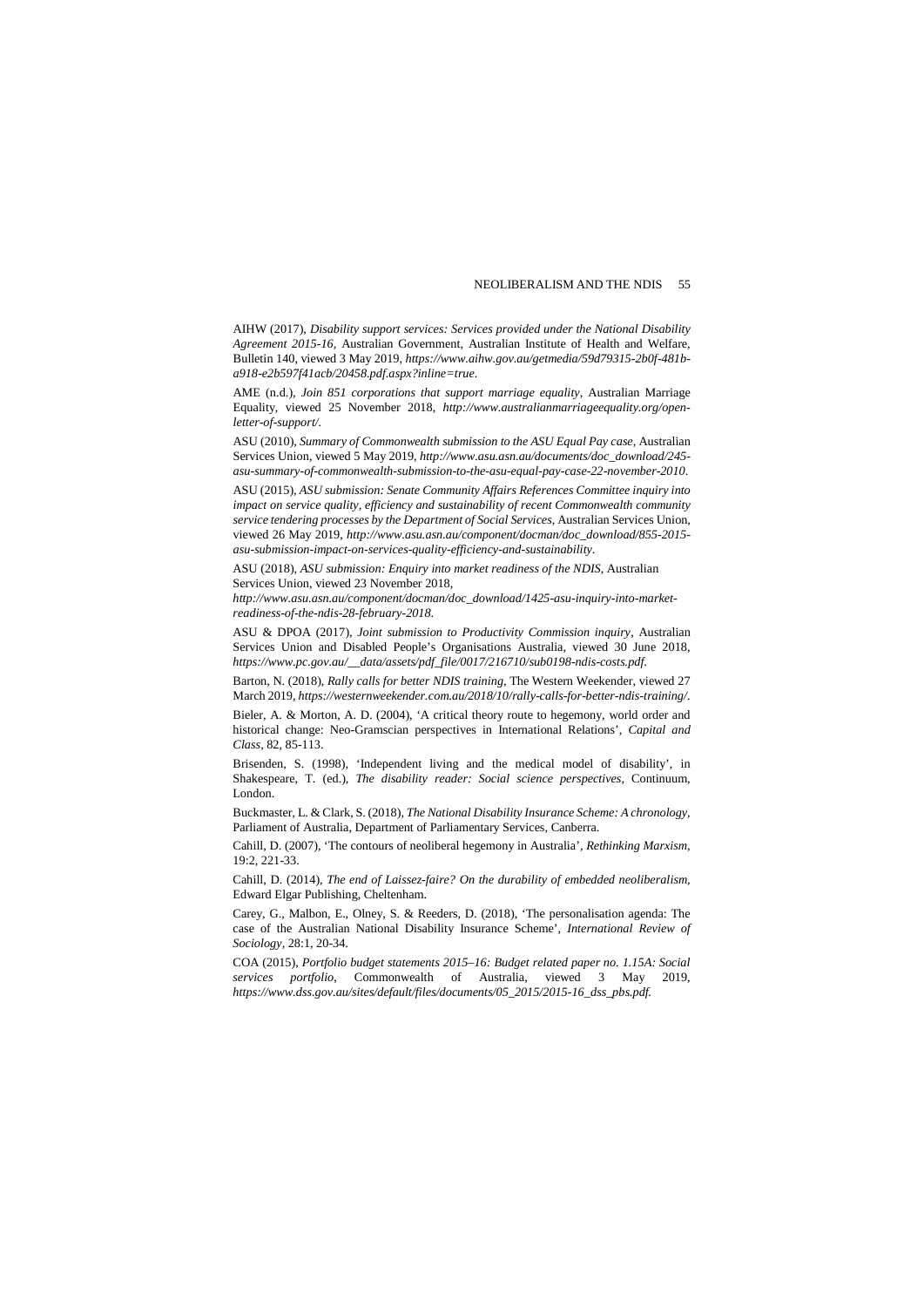AIHW (2017), *Disability support services: Services provided under the National Disability Agreement 2015-16*, Australian Government, Australian Institute of Health and Welfare, Bulletin 140, viewed 3 May 2019, *https://www.aihw.gov.au/getmedia/59d79315-2b0f-481b-a918-e2b597f41acb/20458.pdf.aspx?inline=true*.

AME (n.d.), *Join 851 corporations that support marriage equality*, Australian Marriage Equality, viewed 25 November 2018, *http://www.australianmarriageequality.org/open-letter-of-support/*.

ASU (2010), *Summary of Commonwealth submission to the ASU Equal Pay case*, Australian Services Union, viewed 5 May 2019, *http://www.asu.asn.au/documents/doc_download/245-asu-summary-of-commonwealth-submission-to-the-asu-equal-pay-case-22-november-2010*.

ASU (2015), *ASU submission: Senate Community Affairs References Committee inquiry into impact on service quality, efficiency and sustainability of recent Commonwealth community service tendering processes by the Department of Social Services*, Australian Services Union, viewed 26 May 2019, *http://www.asu.asn.au/component/docman/doc_download/855-2015-asu-submission-impact-on-services-quality-efficiency-and-sustainability*.

ASU (2018), *ASU submission: Enquiry into market readiness of the NDIS*, Australian Services Union, viewed 23 November 2018, *http://www.asu.asn.au/component/docman/doc_download/1425-asu-inquiry-into-market-readiness-of-the-ndis-28-february-2018*.

ASU & DPOA (2017), *Joint submission to Productivity Commission inquiry*, Australian Services Union and Disabled People's Organisations Australia, viewed 30 June 2018, *https://www.pc.gov.au/__data/assets/pdf_file/0017/216710/sub0198-ndis-costs.pdf*.

Barton, N. (2018), *Rally calls for better NDIS training*, The Western Weekender, viewed 27 March 2019, *https://westernweekender.com.au/2018/10/rally-calls-for-better-ndis-training/*.

Bieler, A. & Morton, A. D. (2004), 'A critical theory route to hegemony, world order and historical change: Neo-Gramscian perspectives in International Relations', *Capital and Class*, 82, 85-113.

Brisenden, S. (1998), 'Independent living and the medical model of disability', in Shakespeare, T. (ed.), *The disability reader: Social science perspectives*, Continuum, London.

Buckmaster, L. & Clark, S. (2018), *The National Disability Insurance Scheme: A chronology*, Parliament of Australia, Department of Parliamentary Services, Canberra.

Cahill, D. (2007), 'The contours of neoliberal hegemony in Australia', *Rethinking Marxism*, 19:2, 221-33.

Cahill, D. (2014), *The end of Laissez-faire? On the durability of embedded neoliberalism*, Edward Elgar Publishing, Cheltenham.

Carey, G., Malbon, E., Olney, S. & Reeders, D. (2018), 'The personalisation agenda: The case of the Australian National Disability Insurance Scheme', *International Review of Sociology*, 28:1, 20-34.

COA (2015), *Portfolio budget statements 2015–16: Budget related paper no. 1.15A: Social services portfolio*, Commonwealth of Australia, viewed 3 May 2019, *https://www.dss.gov.au/sites/default/files/documents/05_2015/2015-16_dss_pbs.pdf.*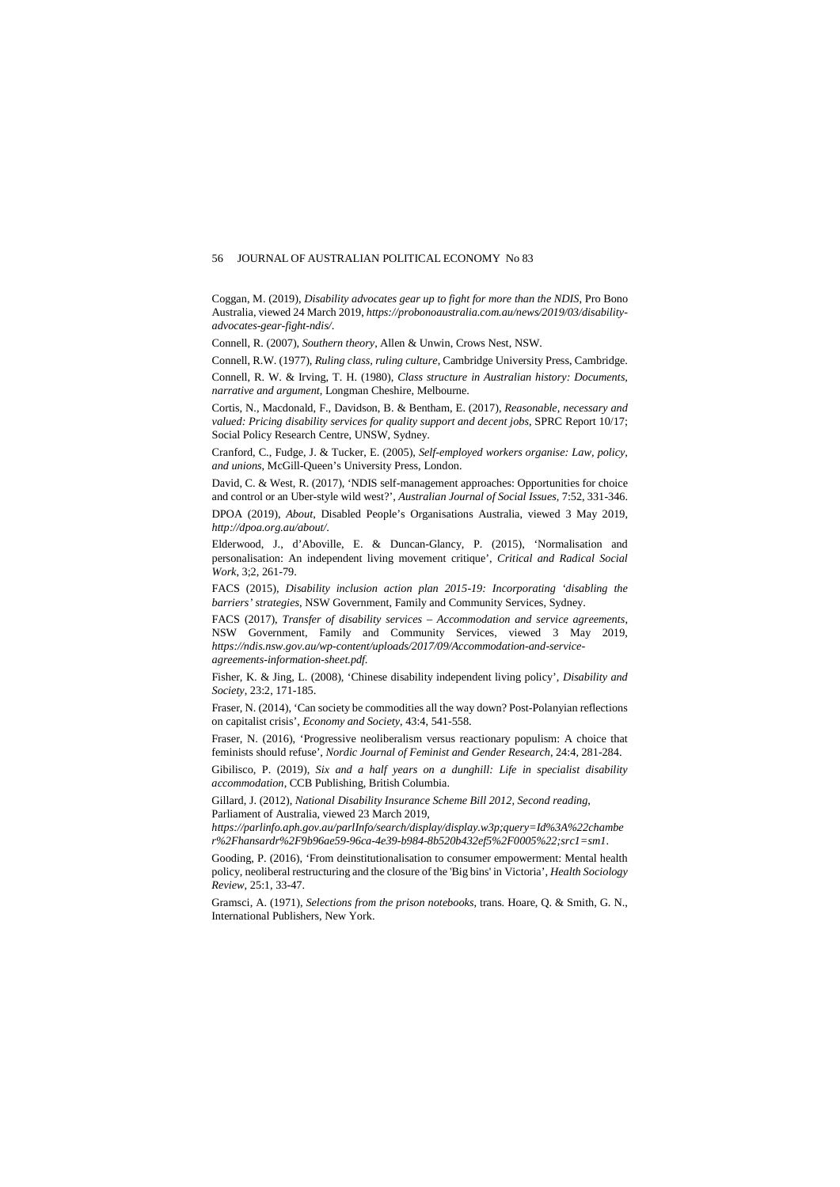Coggan, M. (2019), *Disability advocates gear up to fight for more than the NDIS*, Pro Bono Australia, viewed 24 March 2019, *https://probonoaustralia.com.au/news/2019/03/disability-advocates-gear-fight-ndis/*.

Connell, R. (2007), *Southern theory*, Allen & Unwin, Crows Nest, NSW.

Connell, R.W. (1977), *Ruling class, ruling culture*, Cambridge University Press, Cambridge.

Connell, R. W. & Irving, T. H. (1980), *Class structure in Australian history: Documents, narrative and argument*, Longman Cheshire, Melbourne.

Cortis, N., Macdonald, F., Davidson, B. & Bentham, E. (2017), *Reasonable, necessary and valued: Pricing disability services for quality support and decent jobs*, SPRC Report 10/17; Social Policy Research Centre, UNSW, Sydney.

Cranford, C., Fudge, J. & Tucker, E. (2005), *Self-employed workers organise: Law, policy, and unions*, McGill-Queen's University Press, London.

David, C. & West, R. (2017), 'NDIS self-management approaches: Opportunities for choice and control or an Uber-style wild west?', *Australian Journal of Social Issues*, 7:52, 331-346.

DPOA (2019), *About*, Disabled People's Organisations Australia, viewed 3 May 2019, *http://dpoa.org.au/about/*.

Elderwood, J., d'Aboville, E. & Duncan-Glancy, P. (2015), 'Normalisation and personalisation: An independent living movement critique', *Critical and Radical Social Work*, 3;2, 261-79.

FACS (2015), *Disability inclusion action plan 2015-19: Incorporating 'disabling the barriers' strategies*, NSW Government, Family and Community Services, Sydney.

FACS (2017), *Transfer of disability services – Accommodation and service agreements*, NSW Government, Family and Community Services, viewed 3 May 2019, *https://ndis.nsw.gov.au/wp-content/uploads/2017/09/Accommodation-and-service-agreements-information-sheet.pdf*.

Fisher, K. & Jing, L. (2008), 'Chinese disability independent living policy', *Disability and Society*, 23:2, 171-185.

Fraser, N. (2014), 'Can society be commodities all the way down? Post-Polanyian reflections on capitalist crisis', *Economy and Society*, 43:4, 541-558.

Fraser, N. (2016), 'Progressive neoliberalism versus reactionary populism: A choice that feminists should refuse', *Nordic Journal of Feminist and Gender Research*, 24:4, 281-284.

Gibilisco, P. (2019), *Six and a half years on a dunghill: Life in specialist disability accommodation*, CCB Publishing, British Columbia.

Gillard, J. (2012), *National Disability Insurance Scheme Bill 2012, Second reading*, Parliament of Australia, viewed 23 March 2019, *https://parlinfo.aph.gov.au/parlInfo/search/display/display.w3p;query=Id%3A%22chamber%2Fhansardr%2F9b96ae59-96ca-4e39-b984-8b520b432ef5%2F0005%22;src1=sm1*.

Gooding, P. (2016), 'From deinstitutionalisation to consumer empowerment: Mental health policy, neoliberal restructuring and the closure of the 'Big bins' in Victoria', *Health Sociology Review*, 25:1, 33-47.

Gramsci, A. (1971), *Selections from the prison notebooks*, trans. Hoare, Q. & Smith, G. N., International Publishers, New York.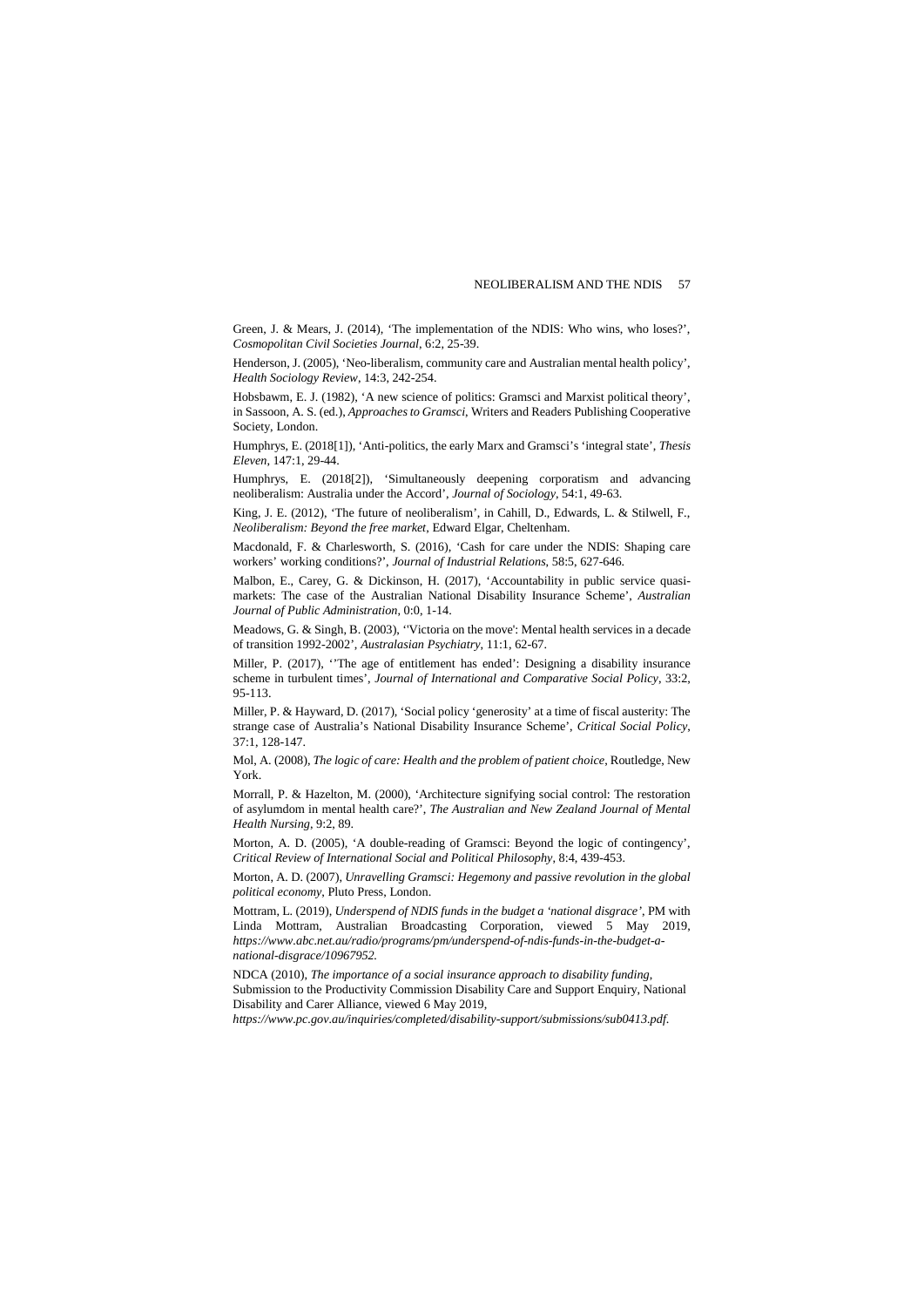Green, J. & Mears, J. (2014), 'The implementation of the NDIS: Who wins, who loses?', *Cosmopolitan Civil Societies Journal*, 6:2, 25-39.

Henderson, J. (2005), 'Neo-liberalism, community care and Australian mental health policy', *Health Sociology Review*, 14:3, 242-254.

Hobsbawm, E. J. (1982), 'A new science of politics: Gramsci and Marxist political theory', in Sassoon, A. S. (ed.), *Approaches to Gramsci*, Writers and Readers Publishing Cooperative Society, London.

Humphrys, E. (2018[1]), 'Anti-politics, the early Marx and Gramsci's 'integral state', *Thesis Eleven*, 147:1, 29-44.

Humphrys, E. (2018[2]), 'Simultaneously deepening corporatism and advancing neoliberalism: Australia under the Accord', *Journal of Sociology*, 54:1, 49-63.

King, J. E. (2012), 'The future of neoliberalism', in Cahill, D., Edwards, L. & Stilwell, F., *Neoliberalism: Beyond the free market*, Edward Elgar, Cheltenham.

Macdonald, F. & Charlesworth, S. (2016), 'Cash for care under the NDIS: Shaping care workers' working conditions?', *Journal of Industrial Relations*, 58:5, 627-646.

Malbon, E., Carey, G. & Dickinson, H. (2017), 'Accountability in public service quasi-markets: The case of the Australian National Disability Insurance Scheme', *Australian Journal of Public Administration*, 0:0, 1-14.

Meadows, G. & Singh, B. (2003), ''Victoria on the move': Mental health services in a decade of transition 1992-2002', *Australasian Psychiatry*, 11:1, 62-67.

Miller, P. (2017), ''The age of entitlement has ended': Designing a disability insurance scheme in turbulent times', *Journal of International and Comparative Social Policy*, 33:2, 95-113.

Miller, P. & Hayward, D. (2017), 'Social policy 'generosity' at a time of fiscal austerity: The strange case of Australia's National Disability Insurance Scheme', *Critical Social Policy*, 37:1, 128-147.

Mol, A. (2008), *The logic of care: Health and the problem of patient choice*, Routledge, New York.

Morrall, P. & Hazelton, M. (2000), 'Architecture signifying social control: The restoration of asylumdom in mental health care?', *The Australian and New Zealand Journal of Mental Health Nursing*, 9:2, 89.

Morton, A. D. (2005), 'A double-reading of Gramsci: Beyond the logic of contingency', *Critical Review of International Social and Political Philosophy*, 8:4, 439-453.

Morton, A. D. (2007), *Unravelling Gramsci: Hegemony and passive revolution in the global political economy*, Pluto Press, London.

Mottram, L. (2019), *Underspend of NDIS funds in the budget a 'national disgrace'*, PM with Linda Mottram, Australian Broadcasting Corporation, viewed 5 May 2019, *https://www.abc.net.au/radio/programs/pm/underspend-of-ndis-funds-in-the-budget-a-national-disgrace/10967952.*

NDCA (2010), *The importance of a social insurance approach to disability funding*, Submission to the Productivity Commission Disability Care and Support Enquiry, National Disability and Carer Alliance, viewed 6 May 2019, *https://www.pc.gov.au/inquiries/completed/disability-support/submissions/sub0413.pdf.*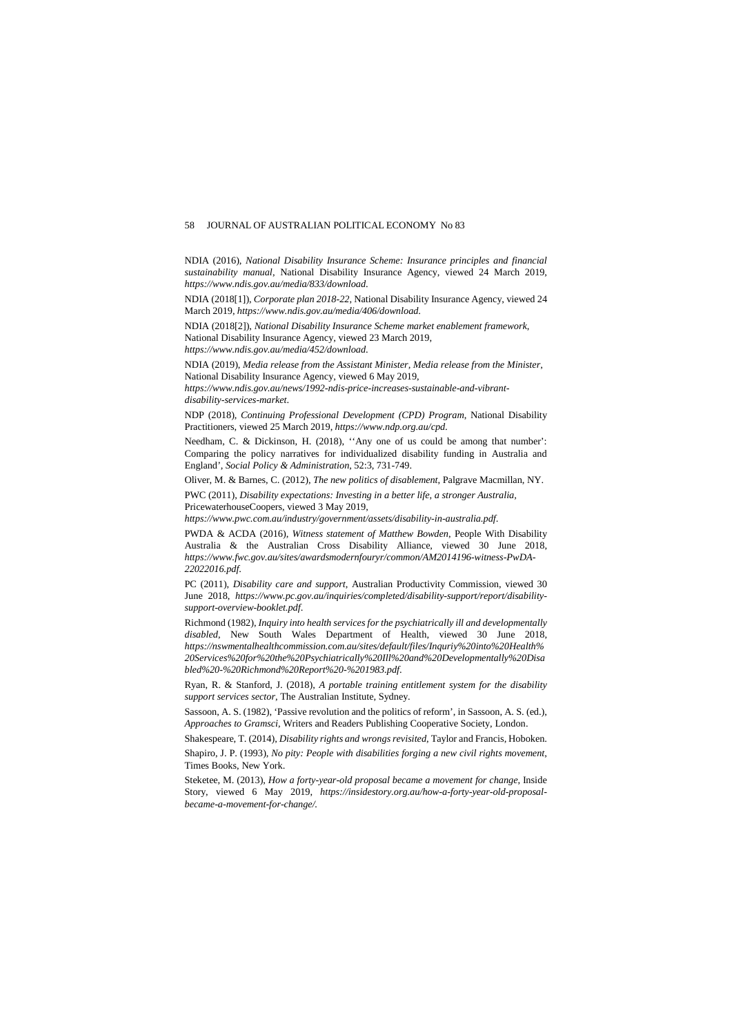NDIA (2016), *National Disability Insurance Scheme: Insurance principles and financial sustainability manual*, National Disability Insurance Agency, viewed 24 March 2019, *https://www.ndis.gov.au/media/833/download*.

NDIA (2018[1]), *Corporate plan 2018-22*, National Disability Insurance Agency, viewed 24 March 2019, *https://www.ndis.gov.au/media/406/download.*

NDIA (2018[2]), *National Disability Insurance Scheme market enablement framework*, National Disability Insurance Agency, viewed 23 March 2019, *https://www.ndis.gov.au/media/452/download*.

NDIA (2019), *Media release from the Assistant Minister, Media release from the Minister*, National Disability Insurance Agency, viewed 6 May 2019, *https://www.ndis.gov.au/news/1992-ndis-price-increases-sustainable-and-vibrant-disability-services-market*.

NDP (2018), *Continuing Professional Development (CPD) Program*, National Disability Practitioners, viewed 25 March 2019, *https://www.ndp.org.au/cpd.*

Needham, C. & Dickinson, H. (2018), ''Any one of us could be among that number': Comparing the policy narratives for individualized disability funding in Australia and England', *Social Policy & Administration*, 52:3, 731-749.

Oliver, M. & Barnes, C. (2012), *The new politics of disablement*, Palgrave Macmillan, NY.

PWC (2011), *Disability expectations: Investing in a better life, a stronger Australia*, PricewaterhouseCoopers, viewed 3 May 2019, *https://www.pwc.com.au/industry/government/assets/disability-in-australia.pdf*.

PWDA & ACDA (2016), *Witness statement of Matthew Bowden*, People With Disability Australia & the Australian Cross Disability Alliance, viewed 30 June 2018, *https://www.fwc.gov.au/sites/awardsmodernfouryr/common/AM2014196-witness-PwDA-22022016.pdf*.

PC (2011), *Disability care and support*, Australian Productivity Commission, viewed 30 June 2018, *https://www.pc.gov.au/inquiries/completed/disability-support/report/disability-support-overview-booklet.pdf*.

Richmond (1982), *Inquiry into health services for the psychiatrically ill and developmentally disabled*, New South Wales Department of Health, viewed 30 June 2018, *https://nswmentalhealthcommission.com.au/sites/default/files/Inquriy%20into%20Health%20Services%20for%20the%20Psychiatrically%20Ill%20and%20Developmentally%20Disabled%20-%20Richmond%20Report%20-%201983.pdf*.

Ryan, R. & Stanford, J. (2018), *A portable training entitlement system for the disability support services sector*, The Australian Institute, Sydney.

Sassoon, A. S. (1982), 'Passive revolution and the politics of reform', in Sassoon, A. S. (ed.), *Approaches to Gramsci*, Writers and Readers Publishing Cooperative Society, London.

Shakespeare, T. (2014), *Disability rights and wrongs revisited*, Taylor and Francis, Hoboken.

Shapiro, J. P. (1993), *No pity: People with disabilities forging a new civil rights movement*, Times Books, New York.

Steketee, M. (2013), *How a forty-year-old proposal became a movement for change*, Inside Story, viewed 6 May 2019, *https://insidestory.org.au/how-a-forty-year-old-proposal-became-a-movement-for-change/*.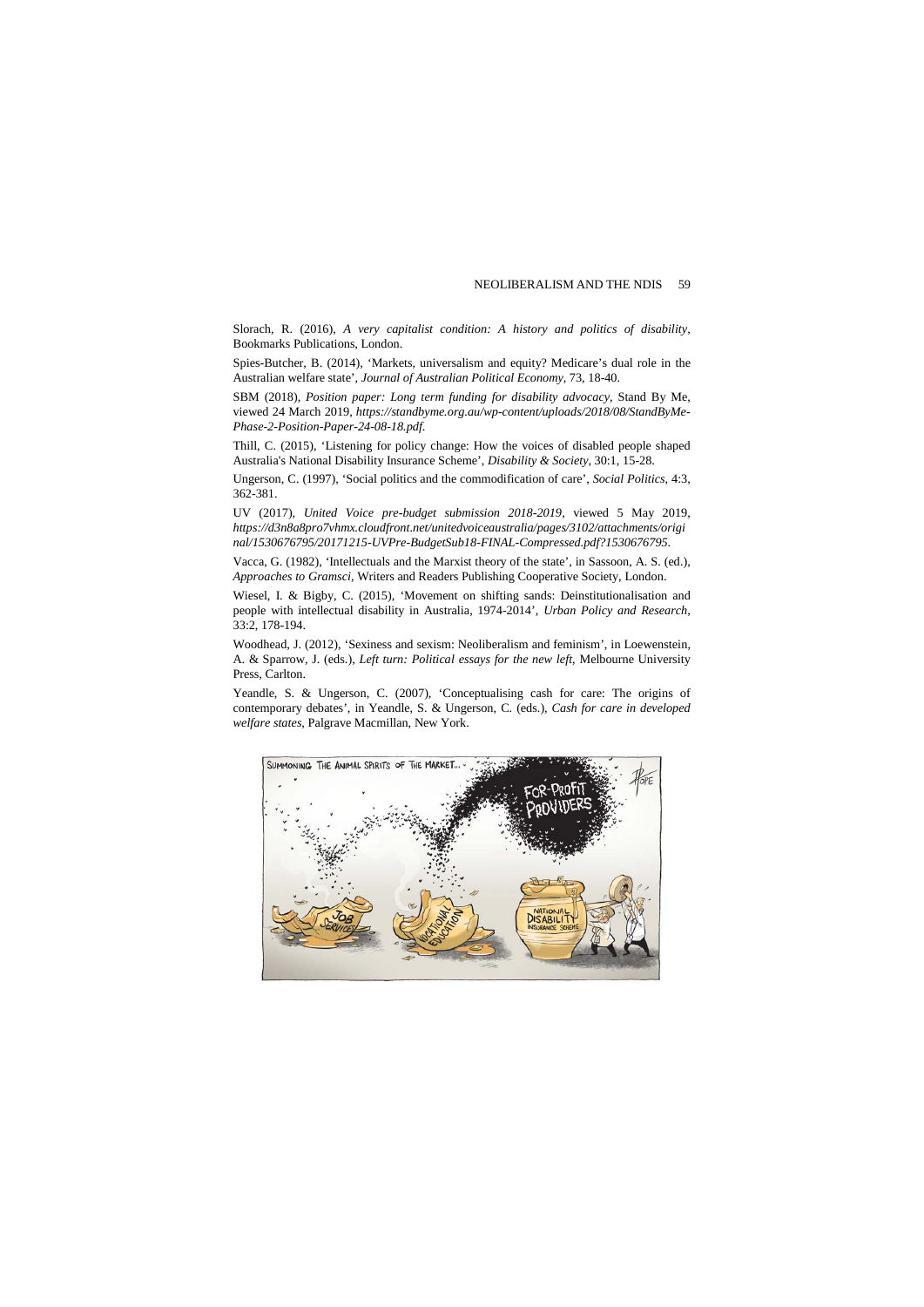Slorach, R. (2016), *A very capitalist condition: A history and politics of disability*, Bookmarks Publications, London.

Spies-Butcher, B. (2014), 'Markets, universalism and equity? Medicare's dual role in the Australian welfare state', *Journal of Australian Political Economy*, 73, 18-40.

SBM (2018), *Position paper: Long term funding for disability advocacy*, Stand By Me, viewed 24 March 2019, *https://standbyme.org.au/wp-content/uploads/2018/08/StandByMe-Phase-2-Position-Paper-24-08-18.pdf*.

Thill, C. (2015), 'Listening for policy change: How the voices of disabled people shaped Australia's National Disability Insurance Scheme', *Disability & Society*, 30:1, 15-28.

Ungerson, C. (1997), 'Social politics and the commodification of care', *Social Politics*, 4:3, 362-381.

UV (2017), *United Voice pre-budget submission 2018-2019*, viewed 5 May 2019, *https://d3n8a8pro7vhmx.cloudfront.net/unitedvoiceaustralia/pages/3102/attachments/original/1530676795/20171215-UVPre-BudgetSub18-FINAL-Compressed.pdf?1530676795*.

Vacca, G. (1982), 'Intellectuals and the Marxist theory of the state', in Sassoon, A. S. (ed.), *Approaches to Gramsci*, Writers and Readers Publishing Cooperative Society, London.

Wiesel, I. & Bigby, C. (2015), 'Movement on shifting sands: Deinstitutionalisation and people with intellectual disability in Australia, 1974-2014', *Urban Policy and Research*, 33:2, 178-194.

Woodhead, J. (2012), 'Sexiness and sexism: Neoliberalism and feminism', in Loewenstein, A. & Sparrow, J. (eds.), *Left turn: Political essays for the new left*, Melbourne University Press, Carlton.

Yeandle, S. & Ungerson, C. (2007), 'Conceptualising cash for care: The origins of contemporary debates', in Yeandle, S. & Ungerson, C. (eds.), *Cash for care in developed welfare states*, Palgrave Macmillan, New York.